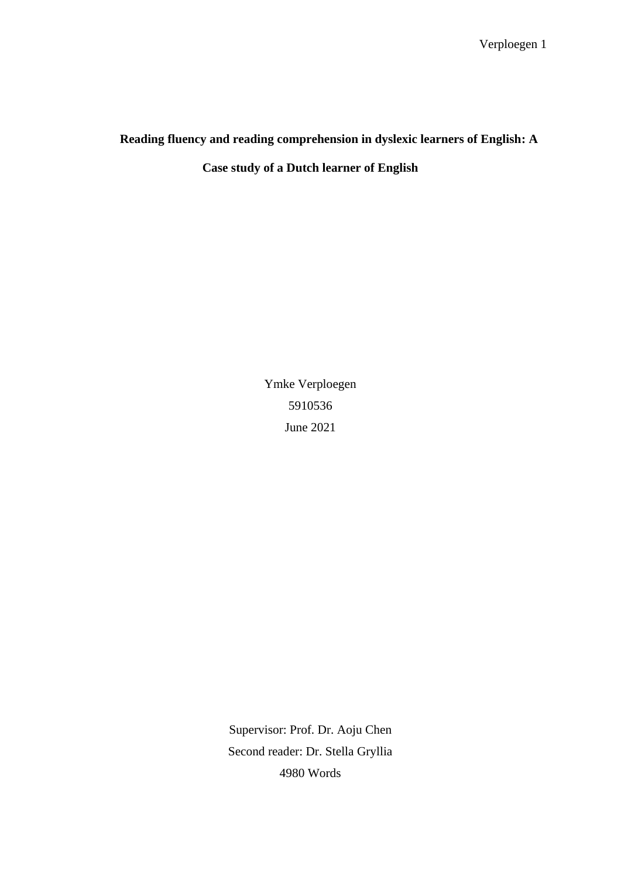# Reading fluency and reading comprehension in dyslexic learners of English: A Case study of a Dutch learner of English

Ymke Verploegen

5910536

June 2021

Supervisor: Prof. Dr. Aoju Chen

Second reader: Dr. Stella Gryllia

4980 Words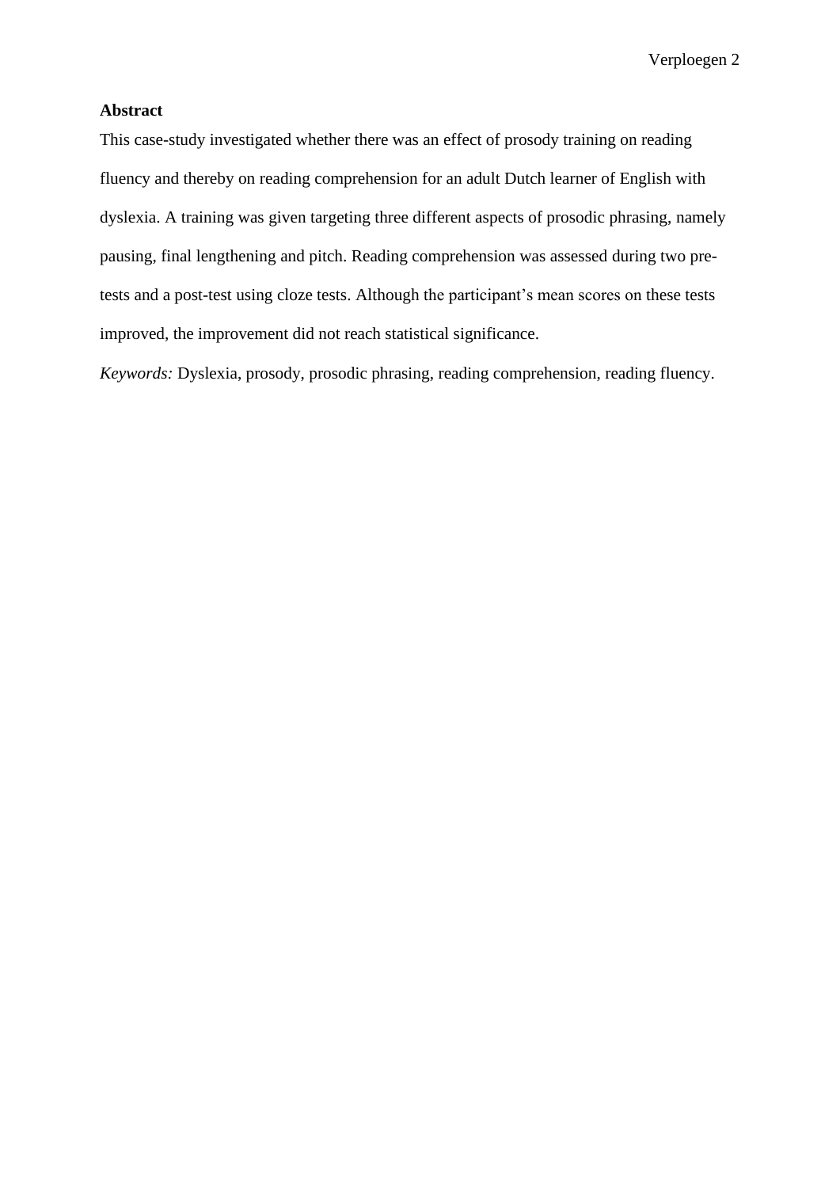## Abstract

This case-study investigated whether there was an effect of prosody training on reading fluency and thereby on reading comprehension for an adult Dutch learner of English with dyslexia. A training was given targeting three different aspects of prosodic phrasing, namely pausing, final lengthening and pitch. Reading comprehension was assessed during two pre-tests and a post-test using cloze tests. Although the participant's mean scores on these tests improved, the improvement did not reach statistical significance.

*Keywords:* Dyslexia, prosody, prosodic phrasing, reading comprehension, reading fluency.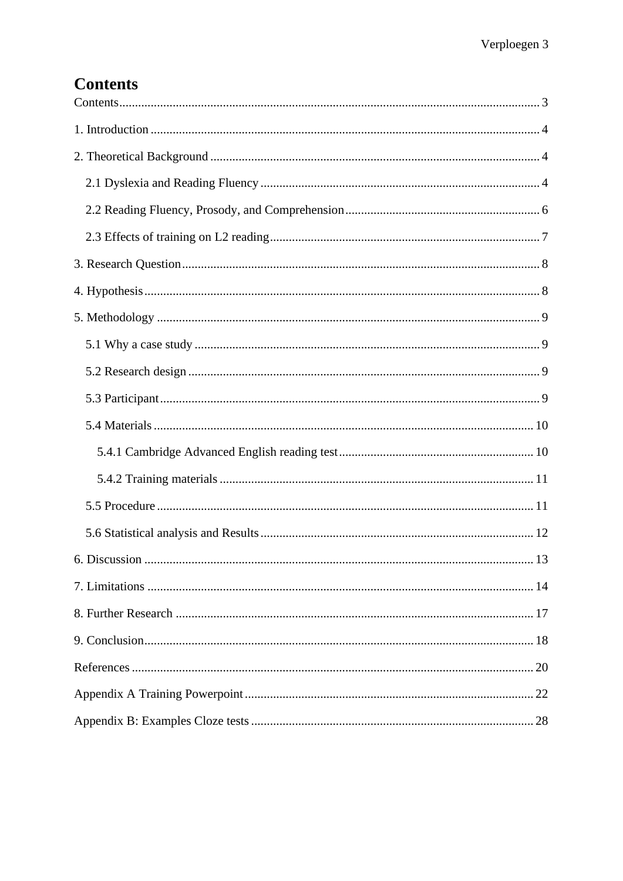# Contents

Contents ..... 3

1. Introduction ..... 4

2. Theoretical Background ..... 4

 2.1 Dyslexia and Reading Fluency ..... 4

 2.2 Reading Fluency, Prosody, and Comprehension ..... 6

 2.3 Effects of training on L2 reading ..... 7

3. Research Question ..... 8

4. Hypothesis ..... 8

5. Methodology ..... 9

 5.1 Why a case study ..... 9

 5.2 Research design ..... 9

 5.3 Participant ..... 9

 5.4 Materials ..... 10

  5.4.1 Cambridge Advanced English reading test ..... 10

  5.4.2 Training materials ..... 11

 5.5 Procedure ..... 11

 5.6 Statistical analysis and Results ..... 12

6. Discussion ..... 13

7. Limitations ..... 14

8. Further Research ..... 17

9. Conclusion ..... 18

References ..... 20

Appendix A Training Powerpoint ..... 22

Appendix B: Examples Cloze tests ..... 28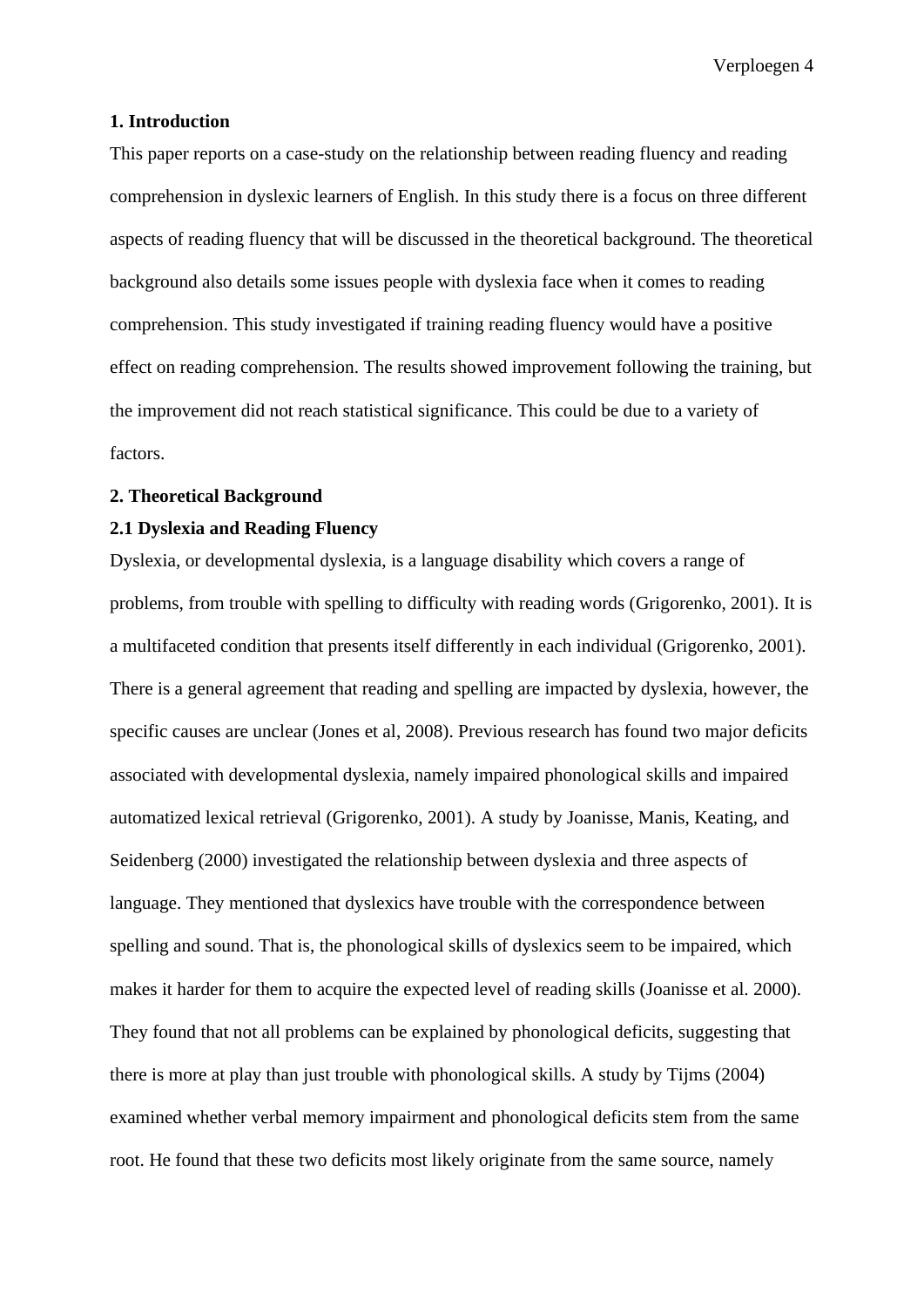## 1. Introduction

This paper reports on a case-study on the relationship between reading fluency and reading comprehension in dyslexic learners of English. In this study there is a focus on three different aspects of reading fluency that will be discussed in the theoretical background. The theoretical background also details some issues people with dyslexia face when it comes to reading comprehension. This study investigated if training reading fluency would have a positive effect on reading comprehension. The results showed improvement following the training, but the improvement did not reach statistical significance. This could be due to a variety of factors.

## 2. Theoretical Background

### 2.1 Dyslexia and Reading Fluency

Dyslexia, or developmental dyslexia, is a language disability which covers a range of problems, from trouble with spelling to difficulty with reading words (Grigorenko, 2001). It is a multifaceted condition that presents itself differently in each individual (Grigorenko, 2001). There is a general agreement that reading and spelling are impacted by dyslexia, however, the specific causes are unclear (Jones et al, 2008). Previous research has found two major deficits associated with developmental dyslexia, namely impaired phonological skills and impaired automatized lexical retrieval (Grigorenko, 2001). A study by Joanisse, Manis, Keating, and Seidenberg (2000) investigated the relationship between dyslexia and three aspects of language. They mentioned that dyslexics have trouble with the correspondence between spelling and sound. That is, the phonological skills of dyslexics seem to be impaired, which makes it harder for them to acquire the expected level of reading skills (Joanisse et al. 2000). They found that not all problems can be explained by phonological deficits, suggesting that there is more at play than just trouble with phonological skills. A study by Tijms (2004) examined whether verbal memory impairment and phonological deficits stem from the same root. He found that these two deficits most likely originate from the same source, namely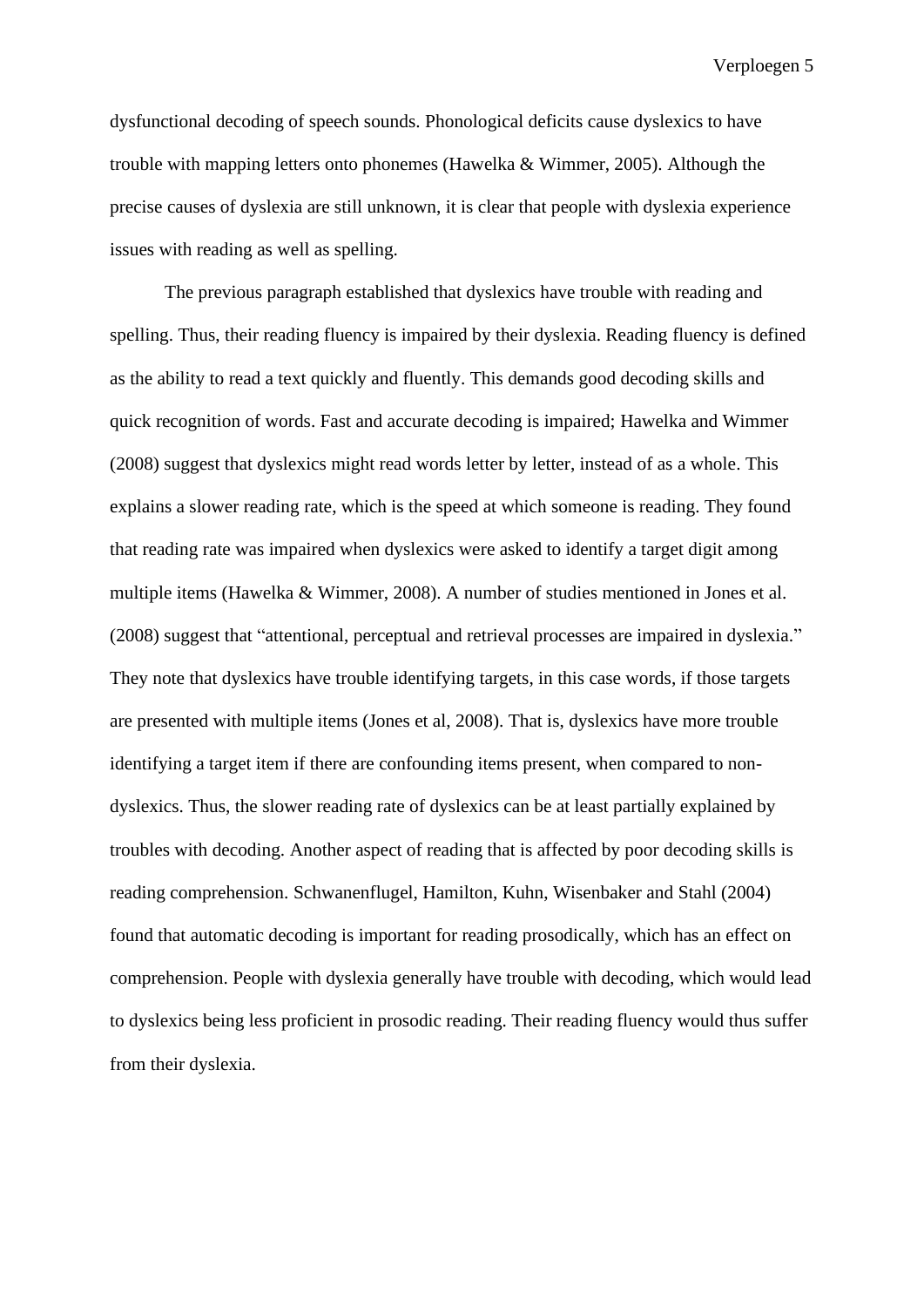dysfunctional decoding of speech sounds. Phonological deficits cause dyslexics to have trouble with mapping letters onto phonemes (Hawelka & Wimmer, 2005). Although the precise causes of dyslexia are still unknown, it is clear that people with dyslexia experience issues with reading as well as spelling.

The previous paragraph established that dyslexics have trouble with reading and spelling. Thus, their reading fluency is impaired by their dyslexia. Reading fluency is defined as the ability to read a text quickly and fluently. This demands good decoding skills and quick recognition of words. Fast and accurate decoding is impaired; Hawelka and Wimmer (2008) suggest that dyslexics might read words letter by letter, instead of as a whole. This explains a slower reading rate, which is the speed at which someone is reading. They found that reading rate was impaired when dyslexics were asked to identify a target digit among multiple items (Hawelka & Wimmer, 2008). A number of studies mentioned in Jones et al. (2008) suggest that "attentional, perceptual and retrieval processes are impaired in dyslexia." They note that dyslexics have trouble identifying targets, in this case words, if those targets are presented with multiple items (Jones et al, 2008). That is, dyslexics have more trouble identifying a target item if there are confounding items present, when compared to non-dyslexics. Thus, the slower reading rate of dyslexics can be at least partially explained by troubles with decoding. Another aspect of reading that is affected by poor decoding skills is reading comprehension. Schwanenflugel, Hamilton, Kuhn, Wisenbaker and Stahl (2004) found that automatic decoding is important for reading prosodically, which has an effect on comprehension. People with dyslexia generally have trouble with decoding, which would lead to dyslexics being less proficient in prosodic reading. Their reading fluency would thus suffer from their dyslexia.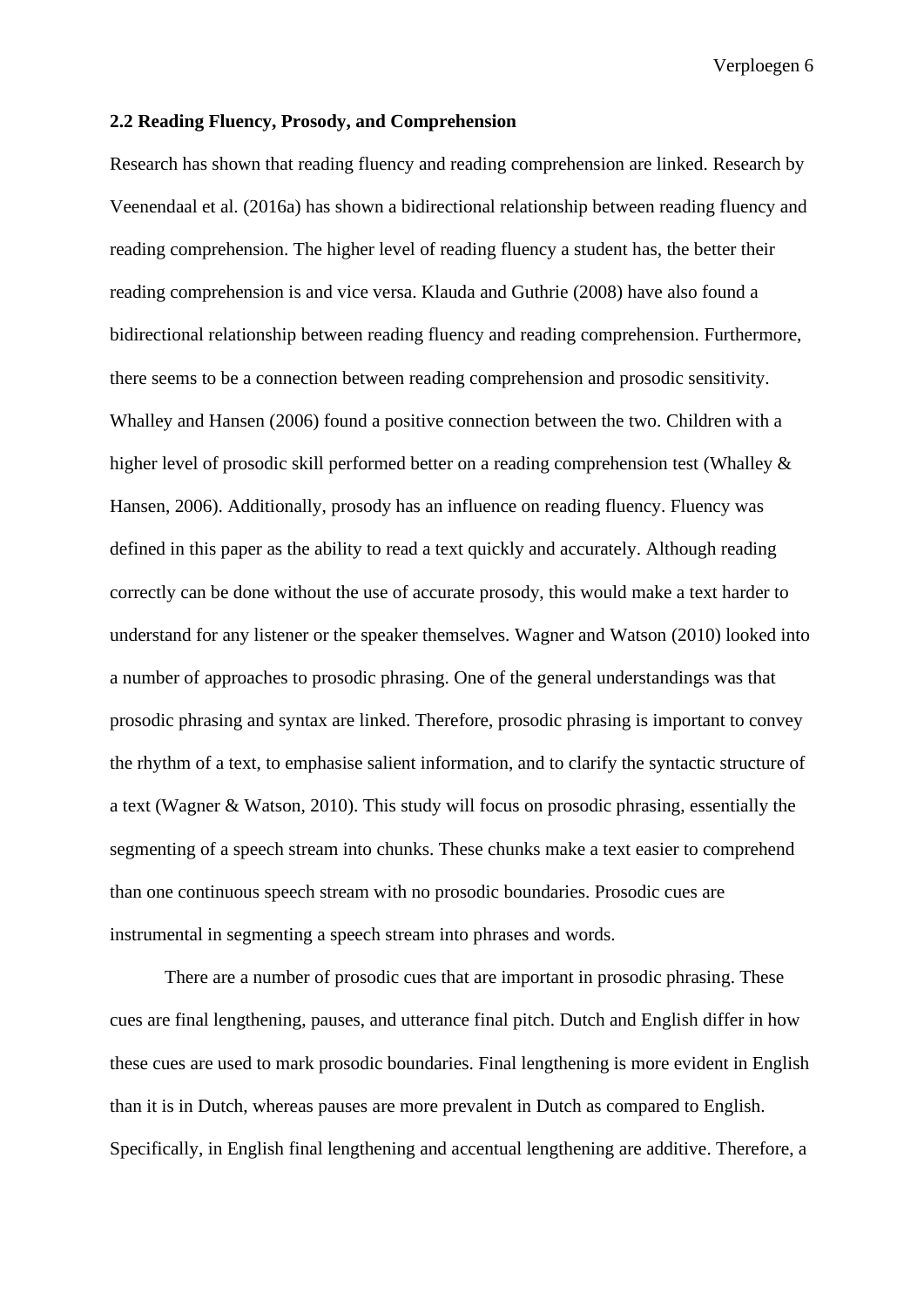## 2.2 Reading Fluency, Prosody, and Comprehension

Research has shown that reading fluency and reading comprehension are linked. Research by Veenendaal et al. (2016a) has shown a bidirectional relationship between reading fluency and reading comprehension. The higher level of reading fluency a student has, the better their reading comprehension is and vice versa. Klauda and Guthrie (2008) have also found a bidirectional relationship between reading fluency and reading comprehension. Furthermore, there seems to be a connection between reading comprehension and prosodic sensitivity. Whalley and Hansen (2006) found a positive connection between the two. Children with a higher level of prosodic skill performed better on a reading comprehension test (Whalley & Hansen, 2006). Additionally, prosody has an influence on reading fluency. Fluency was defined in this paper as the ability to read a text quickly and accurately. Although reading correctly can be done without the use of accurate prosody, this would make a text harder to understand for any listener or the speaker themselves. Wagner and Watson (2010) looked into a number of approaches to prosodic phrasing. One of the general understandings was that prosodic phrasing and syntax are linked. Therefore, prosodic phrasing is important to convey the rhythm of a text, to emphasise salient information, and to clarify the syntactic structure of a text (Wagner & Watson, 2010). This study will focus on prosodic phrasing, essentially the segmenting of a speech stream into chunks. These chunks make a text easier to comprehend than one continuous speech stream with no prosodic boundaries. Prosodic cues are instrumental in segmenting a speech stream into phrases and words.

There are a number of prosodic cues that are important in prosodic phrasing. These cues are final lengthening, pauses, and utterance final pitch. Dutch and English differ in how these cues are used to mark prosodic boundaries. Final lengthening is more evident in English than it is in Dutch, whereas pauses are more prevalent in Dutch as compared to English. Specifically, in English final lengthening and accentual lengthening are additive. Therefore, a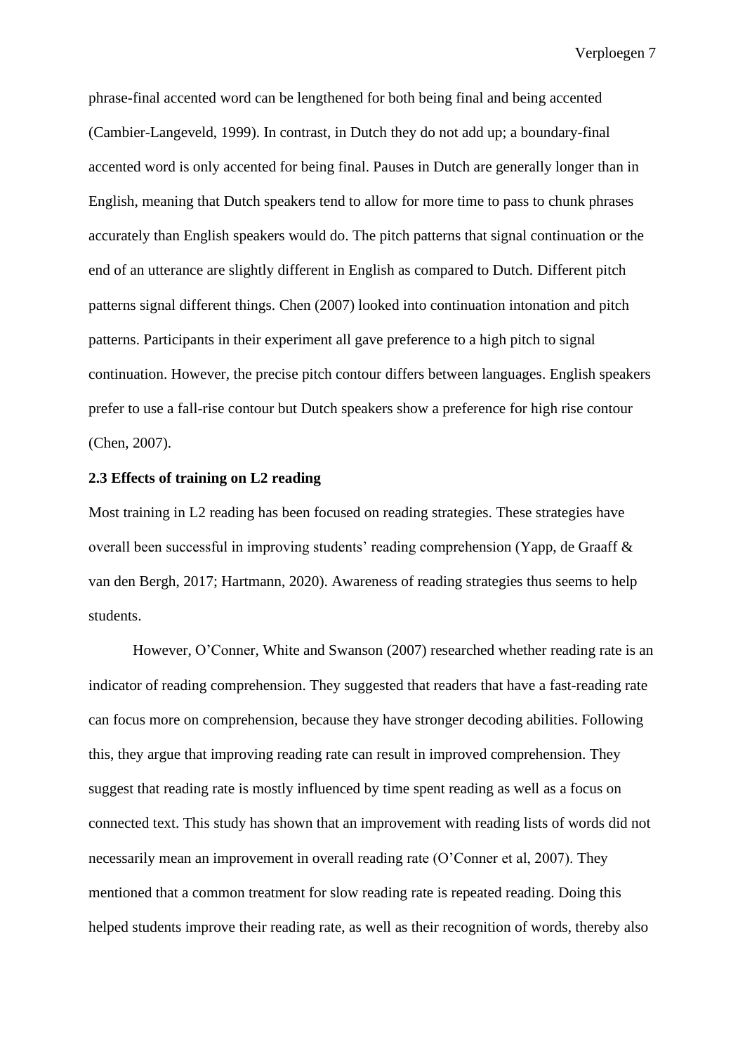phrase-final accented word can be lengthened for both being final and being accented (Cambier-Langeveld, 1999). In contrast, in Dutch they do not add up; a boundary-final accented word is only accented for being final. Pauses in Dutch are generally longer than in English, meaning that Dutch speakers tend to allow for more time to pass to chunk phrases accurately than English speakers would do. The pitch patterns that signal continuation or the end of an utterance are slightly different in English as compared to Dutch. Different pitch patterns signal different things. Chen (2007) looked into continuation intonation and pitch patterns. Participants in their experiment all gave preference to a high pitch to signal continuation. However, the precise pitch contour differs between languages. English speakers prefer to use a fall-rise contour but Dutch speakers show a preference for high rise contour (Chen, 2007).

### 2.3 Effects of training on L2 reading

Most training in L2 reading has been focused on reading strategies. These strategies have overall been successful in improving students' reading comprehension (Yapp, de Graaff & van den Bergh, 2017; Hartmann, 2020). Awareness of reading strategies thus seems to help students.

However, O'Conner, White and Swanson (2007) researched whether reading rate is an indicator of reading comprehension. They suggested that readers that have a fast-reading rate can focus more on comprehension, because they have stronger decoding abilities. Following this, they argue that improving reading rate can result in improved comprehension. They suggest that reading rate is mostly influenced by time spent reading as well as a focus on connected text. This study has shown that an improvement with reading lists of words did not necessarily mean an improvement in overall reading rate (O'Conner et al, 2007). They mentioned that a common treatment for slow reading rate is repeated reading. Doing this helped students improve their reading rate, as well as their recognition of words, thereby also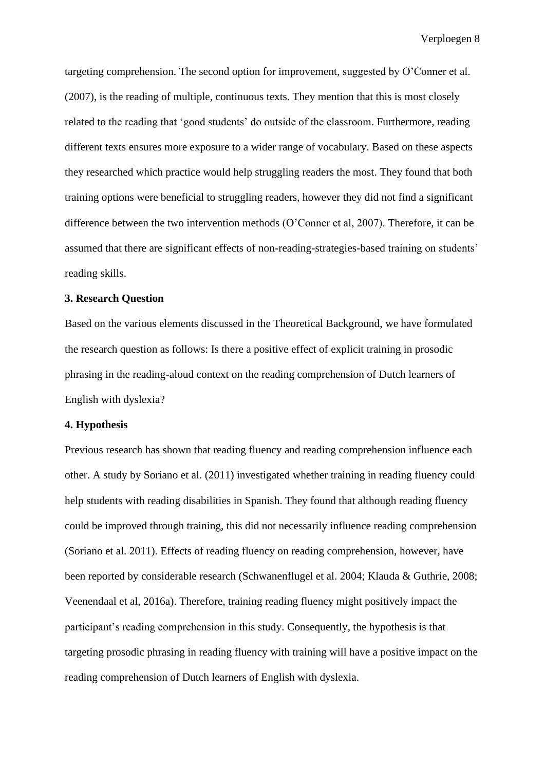targeting comprehension. The second option for improvement, suggested by O'Conner et al. (2007), is the reading of multiple, continuous texts. They mention that this is most closely related to the reading that 'good students' do outside of the classroom. Furthermore, reading different texts ensures more exposure to a wider range of vocabulary. Based on these aspects they researched which practice would help struggling readers the most. They found that both training options were beneficial to struggling readers, however they did not find a significant difference between the two intervention methods (O'Conner et al, 2007). Therefore, it can be assumed that there are significant effects of non-reading-strategies-based training on students' reading skills.

## 3. Research Question

Based on the various elements discussed in the Theoretical Background, we have formulated the research question as follows: Is there a positive effect of explicit training in prosodic phrasing in the reading-aloud context on the reading comprehension of Dutch learners of English with dyslexia?

## 4. Hypothesis

Previous research has shown that reading fluency and reading comprehension influence each other. A study by Soriano et al. (2011) investigated whether training in reading fluency could help students with reading disabilities in Spanish. They found that although reading fluency could be improved through training, this did not necessarily influence reading comprehension (Soriano et al. 2011). Effects of reading fluency on reading comprehension, however, have been reported by considerable research (Schwanenflugel et al. 2004; Klauda & Guthrie, 2008; Veenendaal et al, 2016a). Therefore, training reading fluency might positively impact the participant's reading comprehension in this study. Consequently, the hypothesis is that targeting prosodic phrasing in reading fluency with training will have a positive impact on the reading comprehension of Dutch learners of English with dyslexia.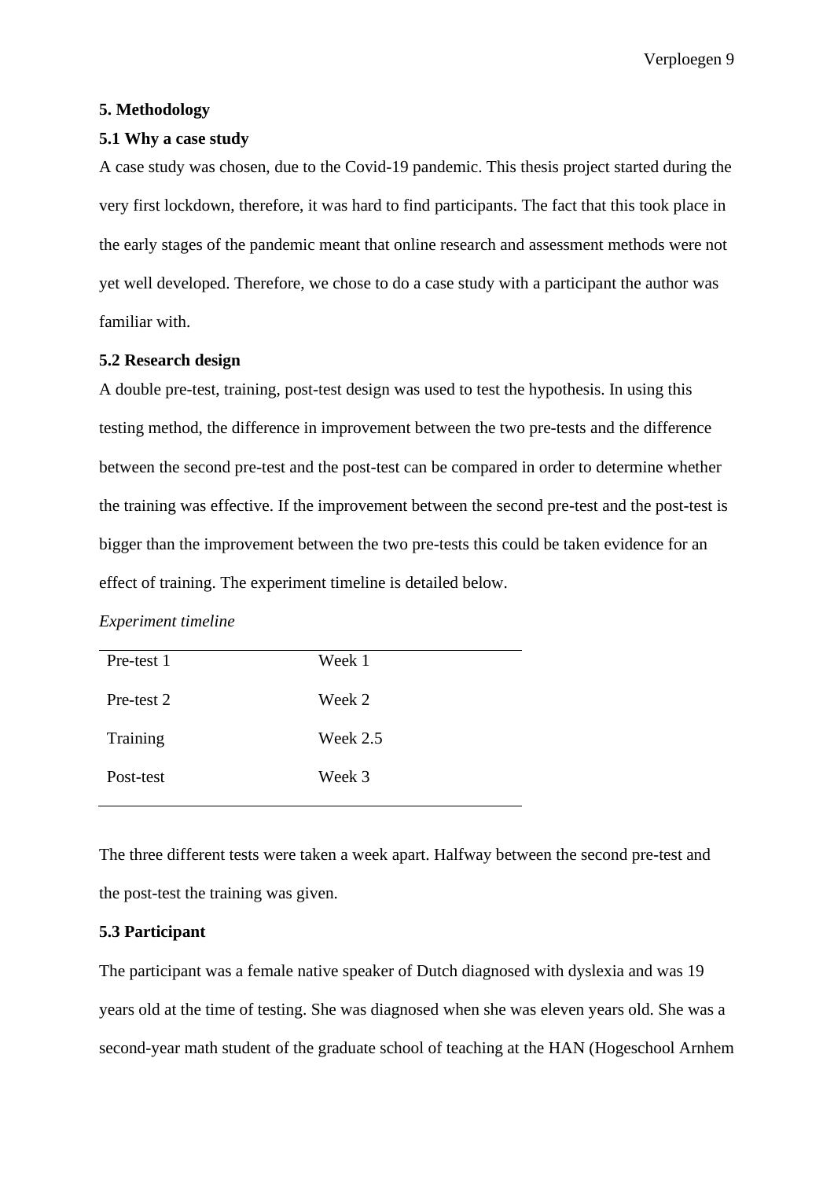**5. Methodology**

**5.1 Why a case study**

A case study was chosen, due to the Covid-19 pandemic. This thesis project started during the very first lockdown, therefore, it was hard to find participants. The fact that this took place in the early stages of the pandemic meant that online research and assessment methods were not yet well developed. Therefore, we chose to do a case study with a participant the author was familiar with.

**5.2 Research design**

A double pre-test, training, post-test design was used to test the hypothesis. In using this testing method, the difference in improvement between the two pre-tests and the difference between the second pre-test and the post-test can be compared in order to determine whether the training was effective. If the improvement between the second pre-test and the post-test is bigger than the improvement between the two pre-tests this could be taken evidence for an effect of training. The experiment timeline is detailed below.

*Experiment timeline*

| | |
|---|---|
| Pre-test 1 | Week 1 |
| Pre-test 2 | Week 2 |
| Training | Week 2.5 |
| Post-test | Week 3 |

The three different tests were taken a week apart. Halfway between the second pre-test and the post-test the training was given.

**5.3 Participant**

The participant was a female native speaker of Dutch diagnosed with dyslexia and was 19 years old at the time of testing. She was diagnosed when she was eleven years old. She was a second-year math student of the graduate school of teaching at the HAN (Hogeschool Arnhem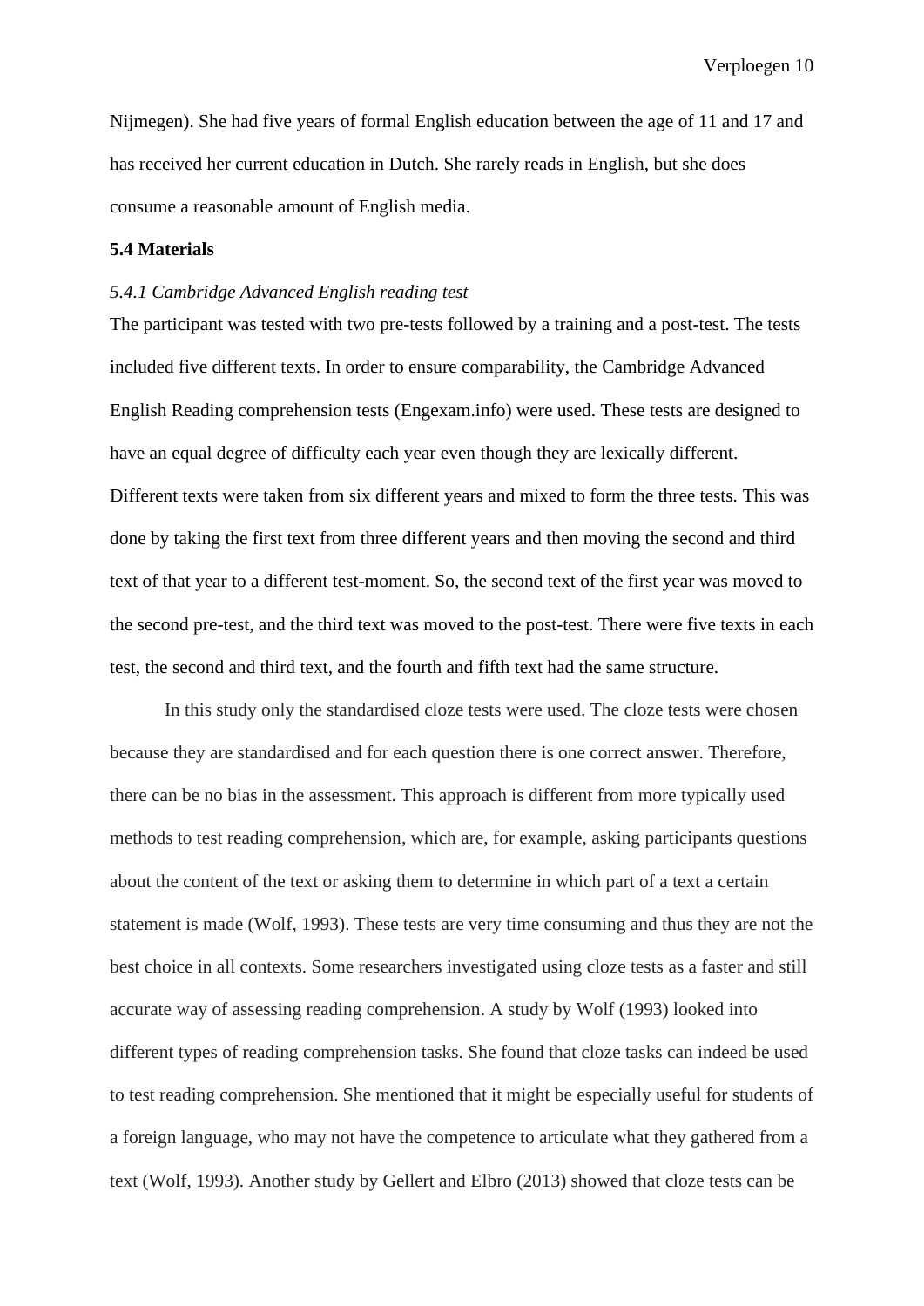Nijmegen). She had five years of formal English education between the age of 11 and 17 and has received her current education in Dutch. She rarely reads in English, but she does consume a reasonable amount of English media.

**5.4 Materials**

*5.4.1 Cambridge Advanced English reading test*

The participant was tested with two pre-tests followed by a training and a post-test. The tests included five different texts. In order to ensure comparability, the Cambridge Advanced English Reading comprehension tests (Engexam.info) were used. These tests are designed to have an equal degree of difficulty each year even though they are lexically different. Different texts were taken from six different years and mixed to form the three tests. This was done by taking the first text from three different years and then moving the second and third text of that year to a different test-moment. So, the second text of the first year was moved to the second pre-test, and the third text was moved to the post-test. There were five texts in each test, the second and third text, and the fourth and fifth text had the same structure.

In this study only the standardised cloze tests were used. The cloze tests were chosen because they are standardised and for each question there is one correct answer. Therefore, there can be no bias in the assessment. This approach is different from more typically used methods to test reading comprehension, which are, for example, asking participants questions about the content of the text or asking them to determine in which part of a text a certain statement is made (Wolf, 1993). These tests are very time consuming and thus they are not the best choice in all contexts. Some researchers investigated using cloze tests as a faster and still accurate way of assessing reading comprehension. A study by Wolf (1993) looked into different types of reading comprehension tasks. She found that cloze tasks can indeed be used to test reading comprehension. She mentioned that it might be especially useful for students of a foreign language, who may not have the competence to articulate what they gathered from a text (Wolf, 1993). Another study by Gellert and Elbro (2013) showed that cloze tests can be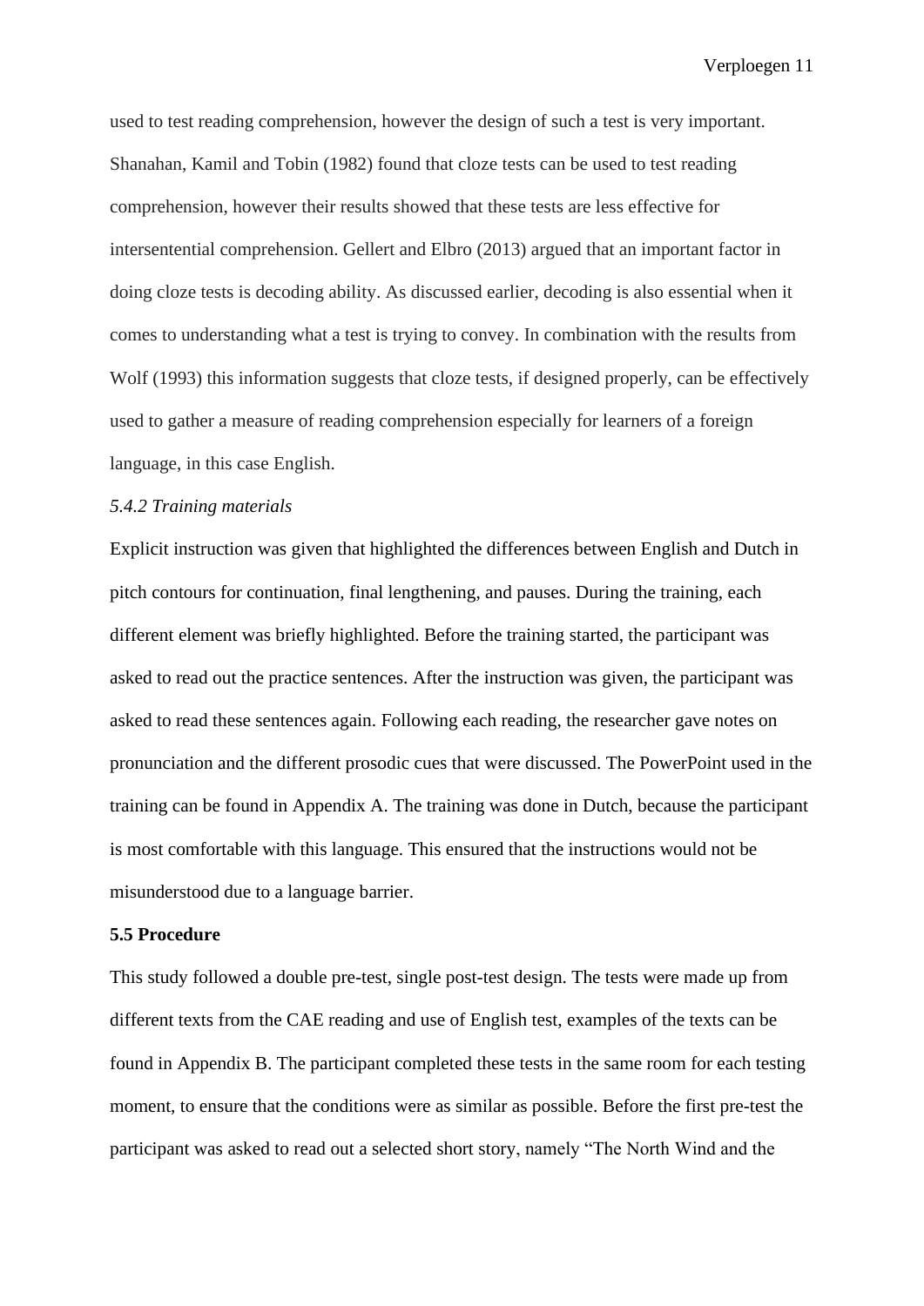used to test reading comprehension, however the design of such a test is very important. Shanahan, Kamil and Tobin (1982) found that cloze tests can be used to test reading comprehension, however their results showed that these tests are less effective for intersentential comprehension. Gellert and Elbro (2013) argued that an important factor in doing cloze tests is decoding ability. As discussed earlier, decoding is also essential when it comes to understanding what a test is trying to convey. In combination with the results from Wolf (1993) this information suggests that cloze tests, if designed properly, can be effectively used to gather a measure of reading comprehension especially for learners of a foreign language, in this case English.

*5.4.2 Training materials*

Explicit instruction was given that highlighted the differences between English and Dutch in pitch contours for continuation, final lengthening, and pauses. During the training, each different element was briefly highlighted. Before the training started, the participant was asked to read out the practice sentences. After the instruction was given, the participant was asked to read these sentences again. Following each reading, the researcher gave notes on pronunciation and the different prosodic cues that were discussed. The PowerPoint used in the training can be found in Appendix A. The training was done in Dutch, because the participant is most comfortable with this language. This ensured that the instructions would not be misunderstood due to a language barrier.

**5.5 Procedure**

This study followed a double pre-test, single post-test design. The tests were made up from different texts from the CAE reading and use of English test, examples of the texts can be found in Appendix B. The participant completed these tests in the same room for each testing moment, to ensure that the conditions were as similar as possible. Before the first pre-test the participant was asked to read out a selected short story, namely “The North Wind and the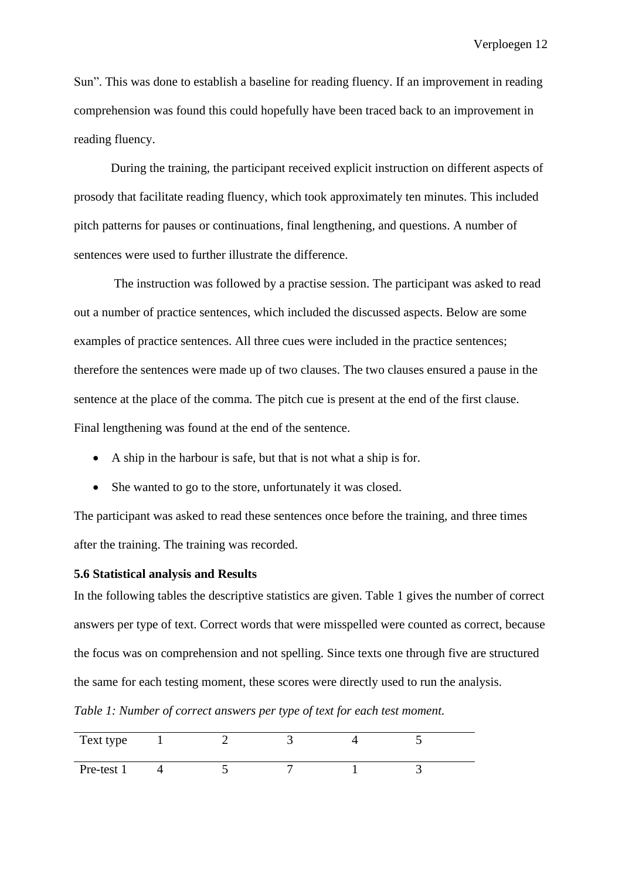Sun". This was done to establish a baseline for reading fluency. If an improvement in reading comprehension was found this could hopefully have been traced back to an improvement in reading fluency.

During the training, the participant received explicit instruction on different aspects of prosody that facilitate reading fluency, which took approximately ten minutes. This included pitch patterns for pauses or continuations, final lengthening, and questions. A number of sentences were used to further illustrate the difference.

The instruction was followed by a practise session. The participant was asked to read out a number of practice sentences, which included the discussed aspects. Below are some examples of practice sentences. All three cues were included in the practice sentences; therefore the sentences were made up of two clauses. The two clauses ensured a pause in the sentence at the place of the comma. The pitch cue is present at the end of the first clause. Final lengthening was found at the end of the sentence.

- A ship in the harbour is safe, but that is not what a ship is for.
- She wanted to go to the store, unfortunately it was closed.

The participant was asked to read these sentences once before the training, and three times after the training. The training was recorded.

**5.6 Statistical analysis and Results**

In the following tables the descriptive statistics are given. Table 1 gives the number of correct answers per type of text. Correct words that were misspelled were counted as correct, because the focus was on comprehension and not spelling. Since texts one through five are structured the same for each testing moment, these scores were directly used to run the analysis.

*Table 1: Number of correct answers per type of text for each test moment.*

| Text type | 1 | 2 | 3 | 4 | 5 |
|---|---|---|---|---|---|
| Pre-test 1 | 4 | 5 | 7 | 1 | 3 |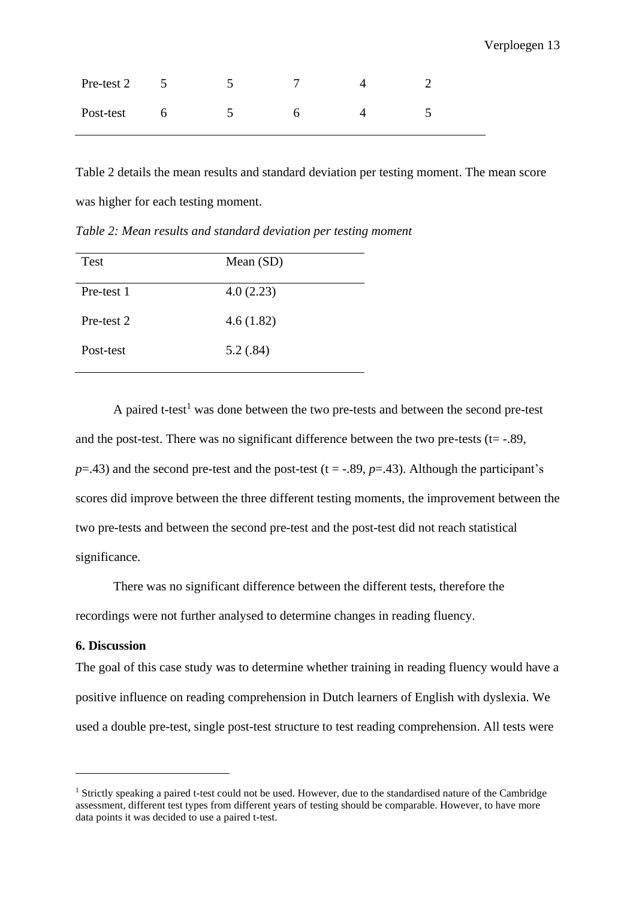| | | | | | |
|---|---|---|---|---|---|
| Pre-test 2 | 5 | 5 | 7 | 4 | 2 |
| Post-test | 6 | 5 | 6 | 4 | 5 |

Table 2 details the mean results and standard deviation per testing moment. The mean score was higher for each testing moment.

*Table 2: Mean results and standard deviation per testing moment*

| Test | Mean (SD) |
|---|---|
| Pre-test 1 | 4.0 (2.23) |
| Pre-test 2 | 4.6 (1.82) |
| Post-test | 5.2 (.84) |

A paired t-test[1] was done between the two pre-tests and between the second pre-test and the post-test. There was no significant difference between the two pre-tests (t= -.89, *p*=.43) and the second pre-test and the post-test (t = -.89, *p*=.43). Although the participant's scores did improve between the three different testing moments, the improvement between the two pre-tests and between the second pre-test and the post-test did not reach statistical significance.

There was no significant difference between the different tests, therefore the recordings were not further analysed to determine changes in reading fluency.

**6. Discussion**

The goal of this case study was to determine whether training in reading fluency would have a positive influence on reading comprehension in Dutch learners of English with dyslexia. We used a double pre-test, single post-test structure to test reading comprehension. All tests were

[1] Strictly speaking a paired t-test could not be used. However, due to the standardised nature of the Cambridge assessment, different test types from different years of testing should be comparable. However, to have more data points it was decided to use a paired t-test.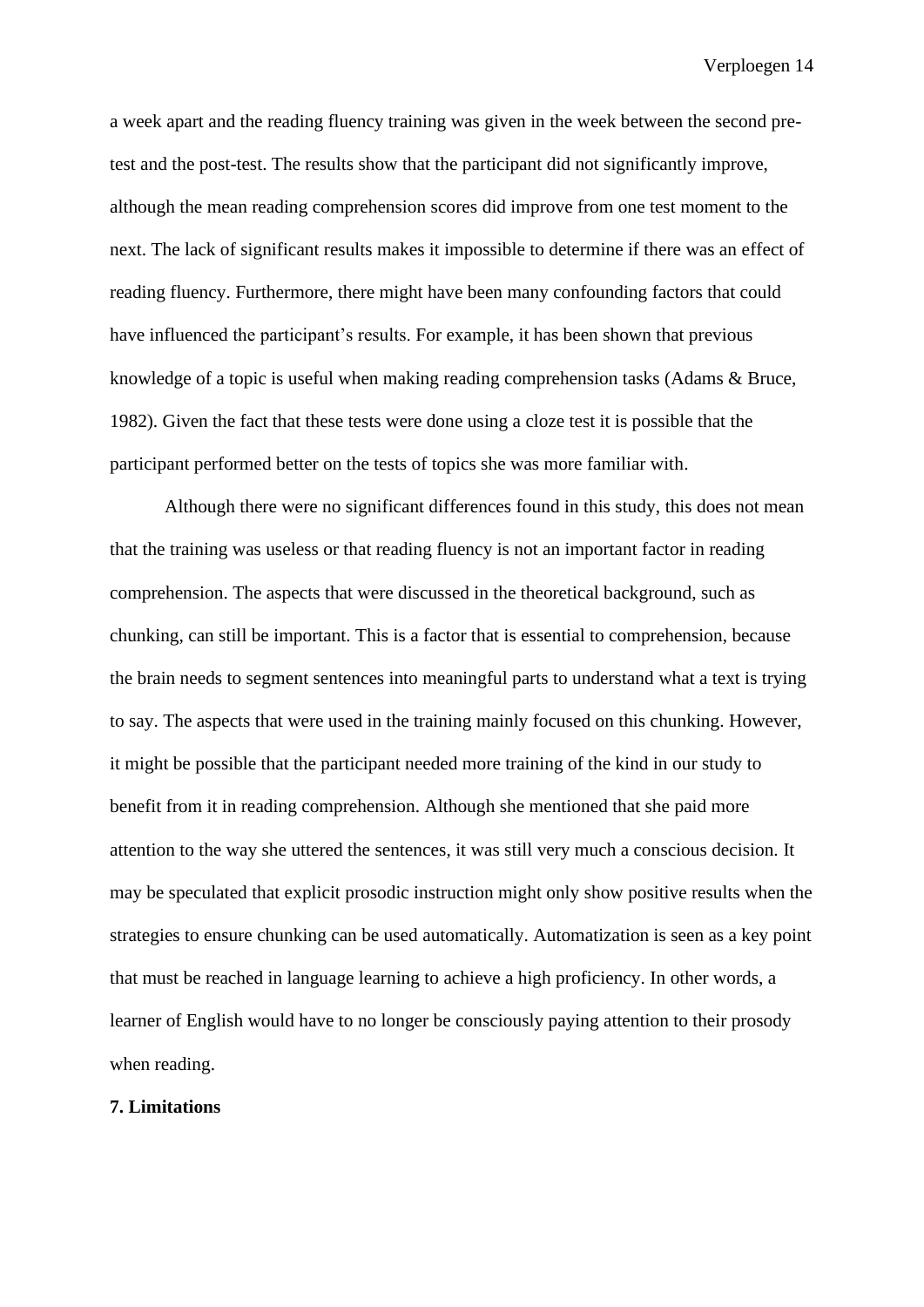a week apart and the reading fluency training was given in the week between the second pre-test and the post-test. The results show that the participant did not significantly improve, although the mean reading comprehension scores did improve from one test moment to the next. The lack of significant results makes it impossible to determine if there was an effect of reading fluency. Furthermore, there might have been many confounding factors that could have influenced the participant's results. For example, it has been shown that previous knowledge of a topic is useful when making reading comprehension tasks (Adams & Bruce, 1982). Given the fact that these tests were done using a cloze test it is possible that the participant performed better on the tests of topics she was more familiar with.

Although there were no significant differences found in this study, this does not mean that the training was useless or that reading fluency is not an important factor in reading comprehension. The aspects that were discussed in the theoretical background, such as chunking, can still be important. This is a factor that is essential to comprehension, because the brain needs to segment sentences into meaningful parts to understand what a text is trying to say. The aspects that were used in the training mainly focused on this chunking. However, it might be possible that the participant needed more training of the kind in our study to benefit from it in reading comprehension. Although she mentioned that she paid more attention to the way she uttered the sentences, it was still very much a conscious decision. It may be speculated that explicit prosodic instruction might only show positive results when the strategies to ensure chunking can be used automatically. Automatization is seen as a key point that must be reached in language learning to achieve a high proficiency. In other words, a learner of English would have to no longer be consciously paying attention to their prosody when reading.

## 7. Limitations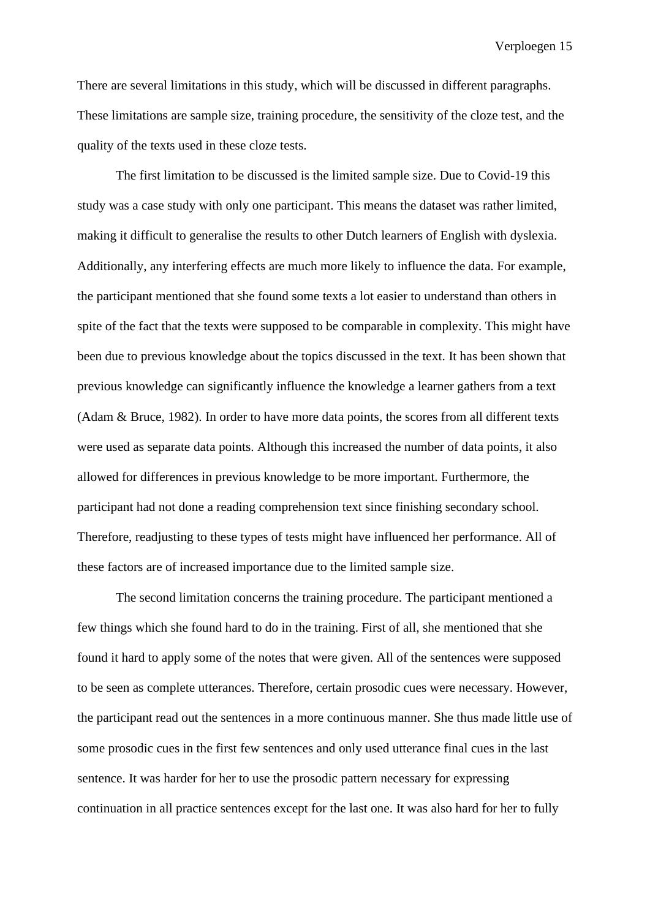There are several limitations in this study, which will be discussed in different paragraphs. These limitations are sample size, training procedure, the sensitivity of the cloze test, and the quality of the texts used in these cloze tests.

The first limitation to be discussed is the limited sample size. Due to Covid-19 this study was a case study with only one participant. This means the dataset was rather limited, making it difficult to generalise the results to other Dutch learners of English with dyslexia. Additionally, any interfering effects are much more likely to influence the data. For example, the participant mentioned that she found some texts a lot easier to understand than others in spite of the fact that the texts were supposed to be comparable in complexity. This might have been due to previous knowledge about the topics discussed in the text. It has been shown that previous knowledge can significantly influence the knowledge a learner gathers from a text (Adam & Bruce, 1982). In order to have more data points, the scores from all different texts were used as separate data points. Although this increased the number of data points, it also allowed for differences in previous knowledge to be more important. Furthermore, the participant had not done a reading comprehension text since finishing secondary school. Therefore, readjusting to these types of tests might have influenced her performance. All of these factors are of increased importance due to the limited sample size.

The second limitation concerns the training procedure. The participant mentioned a few things which she found hard to do in the training. First of all, she mentioned that she found it hard to apply some of the notes that were given. All of the sentences were supposed to be seen as complete utterances. Therefore, certain prosodic cues were necessary. However, the participant read out the sentences in a more continuous manner. She thus made little use of some prosodic cues in the first few sentences and only used utterance final cues in the last sentence. It was harder for her to use the prosodic pattern necessary for expressing continuation in all practice sentences except for the last one. It was also hard for her to fully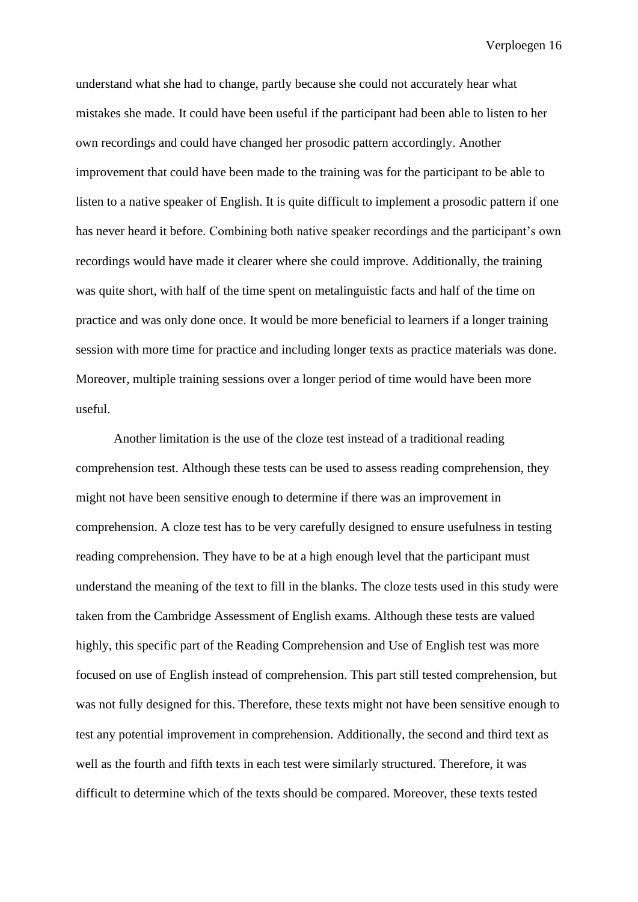understand what she had to change, partly because she could not accurately hear what mistakes she made. It could have been useful if the participant had been able to listen to her own recordings and could have changed her prosodic pattern accordingly. Another improvement that could have been made to the training was for the participant to be able to listen to a native speaker of English. It is quite difficult to implement a prosodic pattern if one has never heard it before. Combining both native speaker recordings and the participant's own recordings would have made it clearer where she could improve. Additionally, the training was quite short, with half of the time spent on metalinguistic facts and half of the time on practice and was only done once. It would be more beneficial to learners if a longer training session with more time for practice and including longer texts as practice materials was done. Moreover, multiple training sessions over a longer period of time would have been more useful.

Another limitation is the use of the cloze test instead of a traditional reading comprehension test. Although these tests can be used to assess reading comprehension, they might not have been sensitive enough to determine if there was an improvement in comprehension. A cloze test has to be very carefully designed to ensure usefulness in testing reading comprehension. They have to be at a high enough level that the participant must understand the meaning of the text to fill in the blanks. The cloze tests used in this study were taken from the Cambridge Assessment of English exams. Although these tests are valued highly, this specific part of the Reading Comprehension and Use of English test was more focused on use of English instead of comprehension. This part still tested comprehension, but was not fully designed for this. Therefore, these texts might not have been sensitive enough to test any potential improvement in comprehension. Additionally, the second and third text as well as the fourth and fifth texts in each test were similarly structured. Therefore, it was difficult to determine which of the texts should be compared. Moreover, these texts tested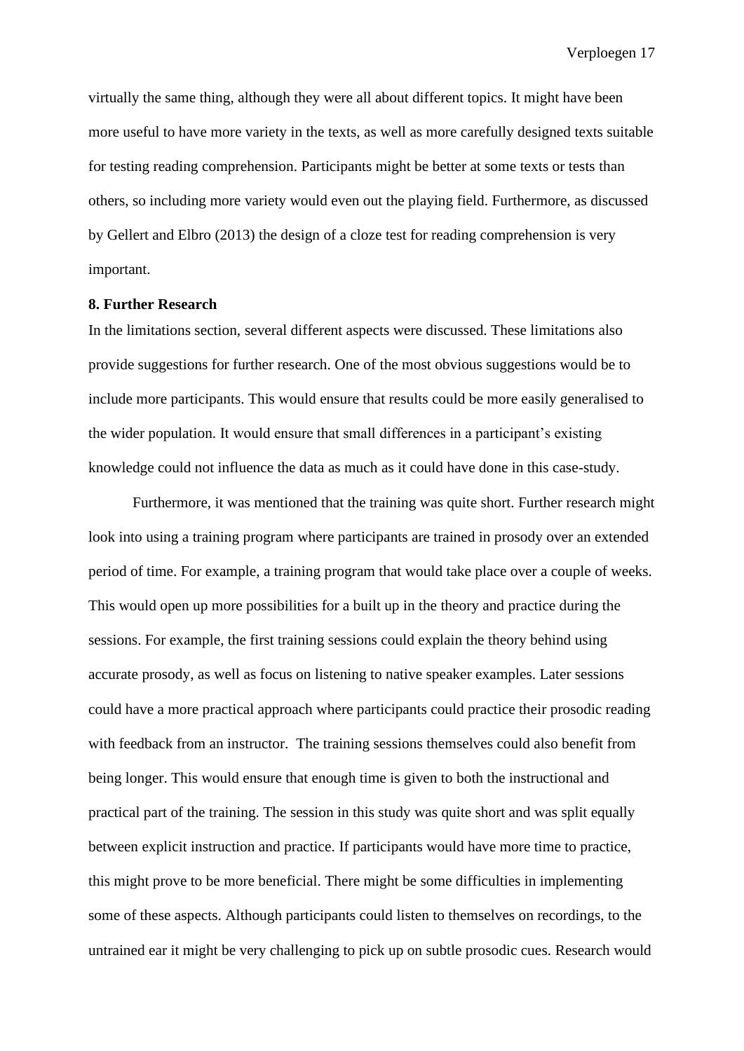virtually the same thing, although they were all about different topics. It might have been more useful to have more variety in the texts, as well as more carefully designed texts suitable for testing reading comprehension. Participants might be better at some texts or tests than others, so including more variety would even out the playing field. Furthermore, as discussed by Gellert and Elbro (2013) the design of a cloze test for reading comprehension is very important.

## 8. Further Research

In the limitations section, several different aspects were discussed. These limitations also provide suggestions for further research. One of the most obvious suggestions would be to include more participants. This would ensure that results could be more easily generalised to the wider population. It would ensure that small differences in a participant's existing knowledge could not influence the data as much as it could have done in this case-study.

Furthermore, it was mentioned that the training was quite short. Further research might look into using a training program where participants are trained in prosody over an extended period of time. For example, a training program that would take place over a couple of weeks. This would open up more possibilities for a built up in the theory and practice during the sessions. For example, the first training sessions could explain the theory behind using accurate prosody, as well as focus on listening to native speaker examples. Later sessions could have a more practical approach where participants could practice their prosodic reading with feedback from an instructor. The training sessions themselves could also benefit from being longer. This would ensure that enough time is given to both the instructional and practical part of the training. The session in this study was quite short and was split equally between explicit instruction and practice. If participants would have more time to practice, this might prove to be more beneficial. There might be some difficulties in implementing some of these aspects. Although participants could listen to themselves on recordings, to the untrained ear it might be very challenging to pick up on subtle prosodic cues. Research would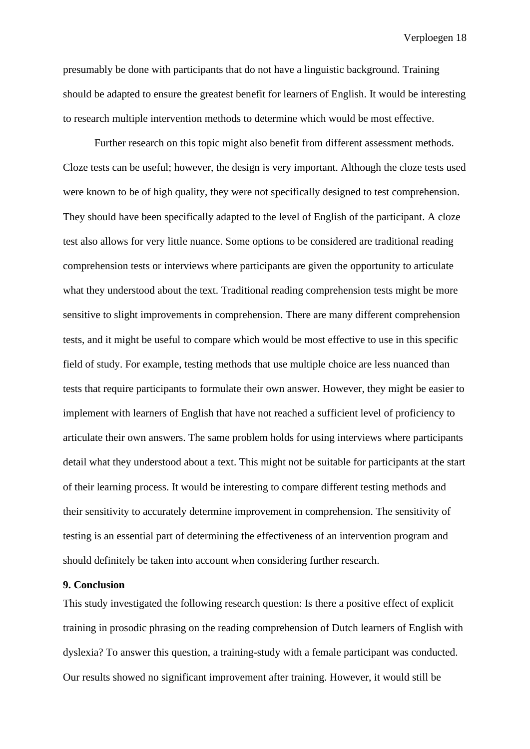presumably be done with participants that do not have a linguistic background. Training should be adapted to ensure the greatest benefit for learners of English. It would be interesting to research multiple intervention methods to determine which would be most effective.

Further research on this topic might also benefit from different assessment methods. Cloze tests can be useful; however, the design is very important. Although the cloze tests used were known to be of high quality, they were not specifically designed to test comprehension. They should have been specifically adapted to the level of English of the participant. A cloze test also allows for very little nuance. Some options to be considered are traditional reading comprehension tests or interviews where participants are given the opportunity to articulate what they understood about the text. Traditional reading comprehension tests might be more sensitive to slight improvements in comprehension. There are many different comprehension tests, and it might be useful to compare which would be most effective to use in this specific field of study. For example, testing methods that use multiple choice are less nuanced than tests that require participants to formulate their own answer. However, they might be easier to implement with learners of English that have not reached a sufficient level of proficiency to articulate their own answers. The same problem holds for using interviews where participants detail what they understood about a text. This might not be suitable for participants at the start of their learning process. It would be interesting to compare different testing methods and their sensitivity to accurately determine improvement in comprehension. The sensitivity of testing is an essential part of determining the effectiveness of an intervention program and should definitely be taken into account when considering further research.

## 9. Conclusion

This study investigated the following research question: Is there a positive effect of explicit training in prosodic phrasing on the reading comprehension of Dutch learners of English with dyslexia? To answer this question, a training-study with a female participant was conducted. Our results showed no significant improvement after training. However, it would still be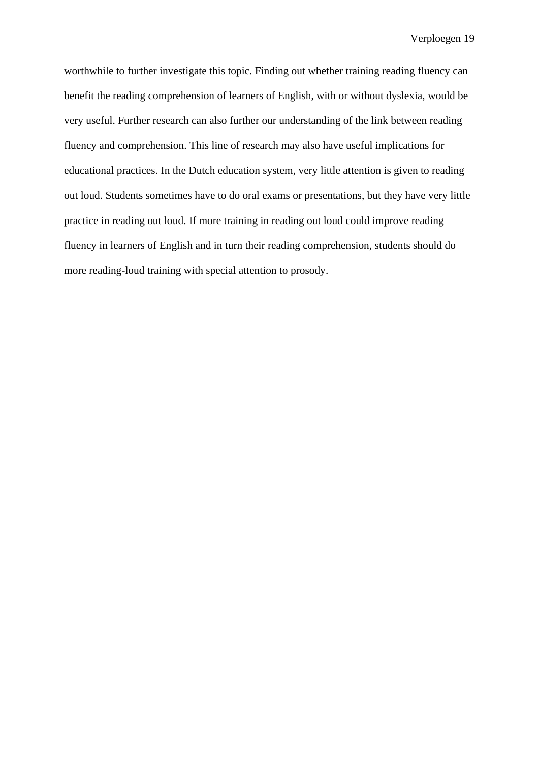worthwhile to further investigate this topic. Finding out whether training reading fluency can benefit the reading comprehension of learners of English, with or without dyslexia, would be very useful. Further research can also further our understanding of the link between reading fluency and comprehension. This line of research may also have useful implications for educational practices. In the Dutch education system, very little attention is given to reading out loud. Students sometimes have to do oral exams or presentations, but they have very little practice in reading out loud. If more training in reading out loud could improve reading fluency in learners of English and in turn their reading comprehension, students should do more reading-loud training with special attention to prosody.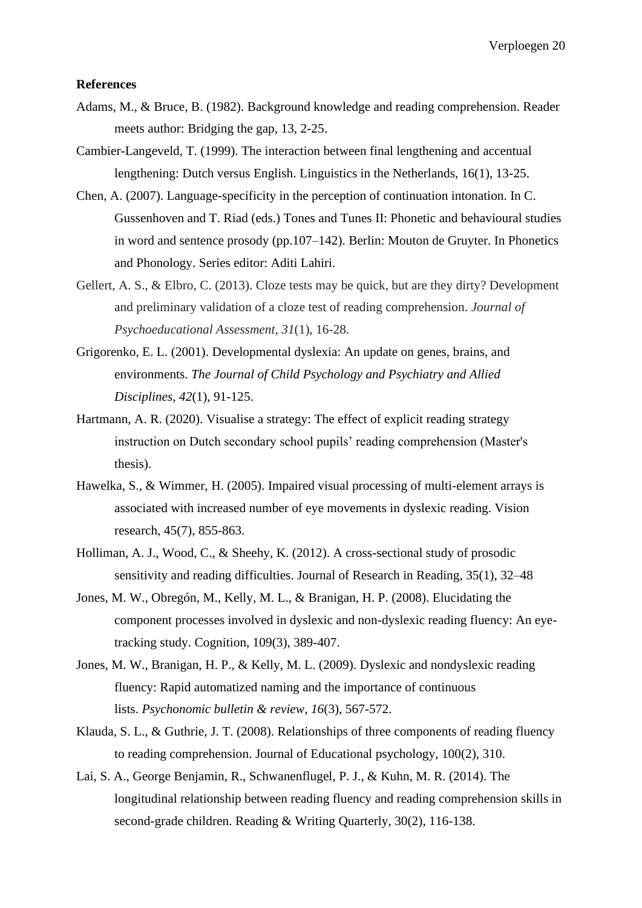**References**

Adams, M., & Bruce, B. (1982). Background knowledge and reading comprehension. Reader meets author: Bridging the gap, 13, 2-25.

Cambier-Langeveld, T. (1999). The interaction between final lengthening and accentual lengthening: Dutch versus English. Linguistics in the Netherlands, 16(1), 13-25.

Chen, A. (2007). Language-specificity in the perception of continuation intonation. In C. Gussenhoven and T. Riad (eds.) Tones and Tunes II: Phonetic and behavioural studies in word and sentence prosody (pp.107–142). Berlin: Mouton de Gruyter. In Phonetics and Phonology. Series editor: Aditi Lahiri.

Gellert, A. S., & Elbro, C. (2013). Cloze tests may be quick, but are they dirty? Development and preliminary validation of a cloze test of reading comprehension. *Journal of Psychoeducational Assessment*, *31*(1), 16-28.

Grigorenko, E. L. (2001). Developmental dyslexia: An update on genes, brains, and environments. *The Journal of Child Psychology and Psychiatry and Allied Disciplines*, *42*(1), 91-125.

Hartmann, A. R. (2020). Visualise a strategy: The effect of explicit reading strategy instruction on Dutch secondary school pupils' reading comprehension (Master's thesis).

Hawelka, S., & Wimmer, H. (2005). Impaired visual processing of multi-element arrays is associated with increased number of eye movements in dyslexic reading. Vision research, 45(7), 855-863.

Holliman, A. J., Wood, C., & Sheehy, K. (2012). A cross-sectional study of prosodic sensitivity and reading difficulties. Journal of Research in Reading, 35(1), 32–48

Jones, M. W., Obregón, M., Kelly, M. L., & Branigan, H. P. (2008). Elucidating the component processes involved in dyslexic and non-dyslexic reading fluency: An eye-tracking study. Cognition, 109(3), 389-407.

Jones, M. W., Branigan, H. P., & Kelly, M. L. (2009). Dyslexic and nondyslexic reading fluency: Rapid automatized naming and the importance of continuous lists. *Psychonomic bulletin & review*, *16*(3), 567-572.

Klauda, S. L., & Guthrie, J. T. (2008). Relationships of three components of reading fluency to reading comprehension. Journal of Educational psychology, 100(2), 310.

Lai, S. A., George Benjamin, R., Schwanenflugel, P. J., & Kuhn, M. R. (2014). The longitudinal relationship between reading fluency and reading comprehension skills in second-grade children. Reading & Writing Quarterly, 30(2), 116-138.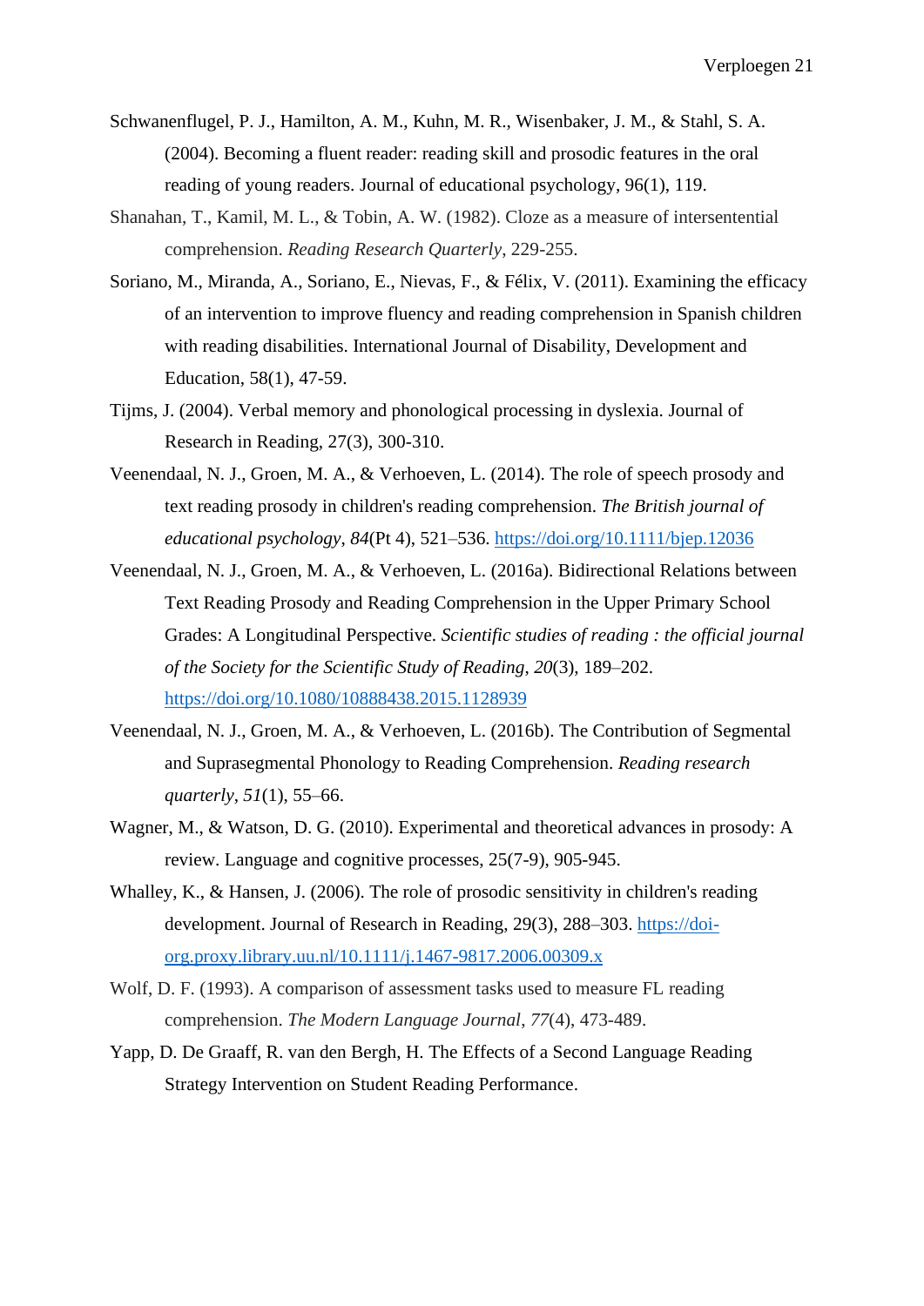Schwanenflugel, P. J., Hamilton, A. M., Kuhn, M. R., Wisenbaker, J. M., & Stahl, S. A. (2004). Becoming a fluent reader: reading skill and prosodic features in the oral reading of young readers. Journal of educational psychology, 96(1), 119.

Shanahan, T., Kamil, M. L., & Tobin, A. W. (1982). Cloze as a measure of intersentential comprehension. *Reading Research Quarterly*, 229-255.

Soriano, M., Miranda, A., Soriano, E., Nievas, F., & Félix, V. (2011). Examining the efficacy of an intervention to improve fluency and reading comprehension in Spanish children with reading disabilities. International Journal of Disability, Development and Education, 58(1), 47-59.

Tijms, J. (2004). Verbal memory and phonological processing in dyslexia. Journal of Research in Reading, 27(3), 300-310.

Veenendaal, N. J., Groen, M. A., & Verhoeven, L. (2014). The role of speech prosody and text reading prosody in children's reading comprehension. *The British journal of educational psychology*, *84*(Pt 4), 521–536. https://doi.org/10.1111/bjep.12036

Veenendaal, N. J., Groen, M. A., & Verhoeven, L. (2016a). Bidirectional Relations between Text Reading Prosody and Reading Comprehension in the Upper Primary School Grades: A Longitudinal Perspective. *Scientific studies of reading : the official journal of the Society for the Scientific Study of Reading*, *20*(3), 189–202. https://doi.org/10.1080/10888438.2015.1128939

Veenendaal, N. J., Groen, M. A., & Verhoeven, L. (2016b). The Contribution of Segmental and Suprasegmental Phonology to Reading Comprehension. *Reading research quarterly*, *51*(1), 55–66.

Wagner, M., & Watson, D. G. (2010). Experimental and theoretical advances in prosody: A review. Language and cognitive processes, 25(7-9), 905-945.

Whalley, K., & Hansen, J. (2006). The role of prosodic sensitivity in children's reading development. Journal of Research in Reading, 29(3), 288–303. https://doi-org.proxy.library.uu.nl/10.1111/j.1467-9817.2006.00309.x

Wolf, D. F. (1993). A comparison of assessment tasks used to measure FL reading comprehension. *The Modern Language Journal*, *77*(4), 473-489.

Yapp, D. De Graaff, R. van den Bergh, H. The Effects of a Second Language Reading Strategy Intervention on Student Reading Performance.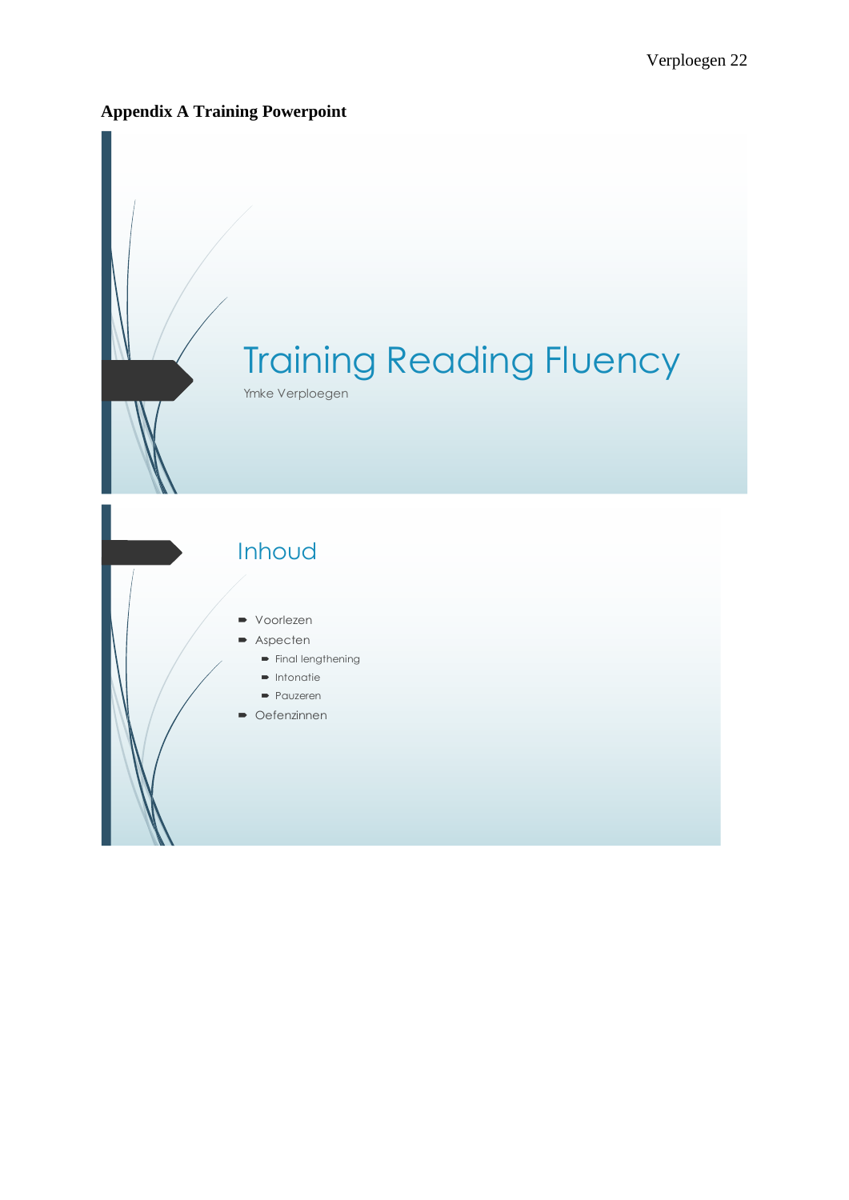**Appendix A Training Powerpoint**

# Training Reading Fluency

Ymke Verploegen

## Inhoud

- Voorlezen
- Aspecten
  - Final lengthening
  - Intonatie
  - Pauzeren
- Oefenzinnen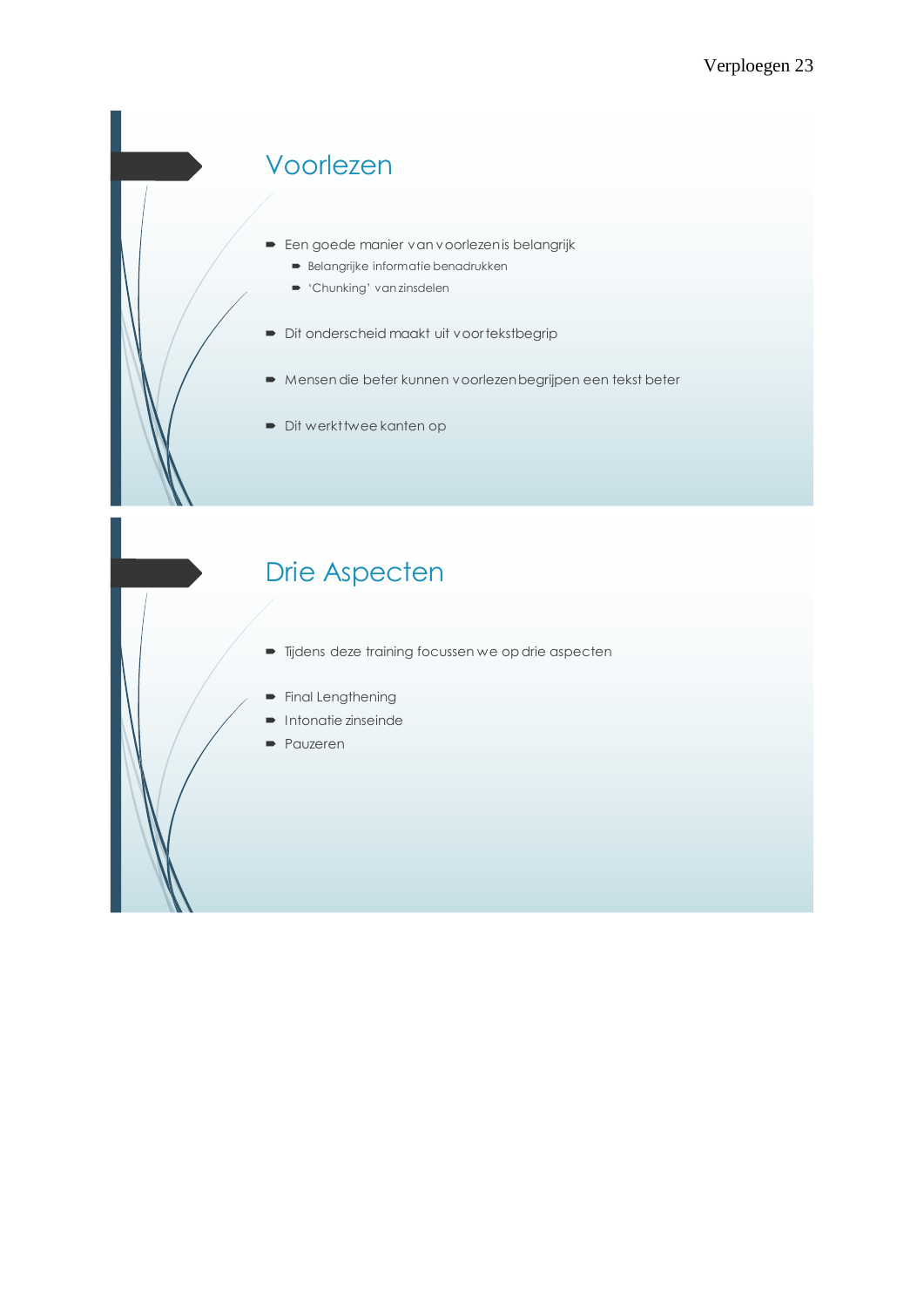## Voorlezen

- Een goede manier van voorlezen is belangrijk
  - Belangrijke informatie benadrukken
  - 'Chunking' van zinsdelen
- Dit onderscheid maakt uit voor tekstbegrip
- Mensen die beter kunnen voorlezen begrijpen een tekst beter
- Dit werkt twee kanten op

## Drie Aspecten

- Tijdens deze training focussen we op drie aspecten
- Final Lengthening
- Intonatie zinseinde
- Pauzeren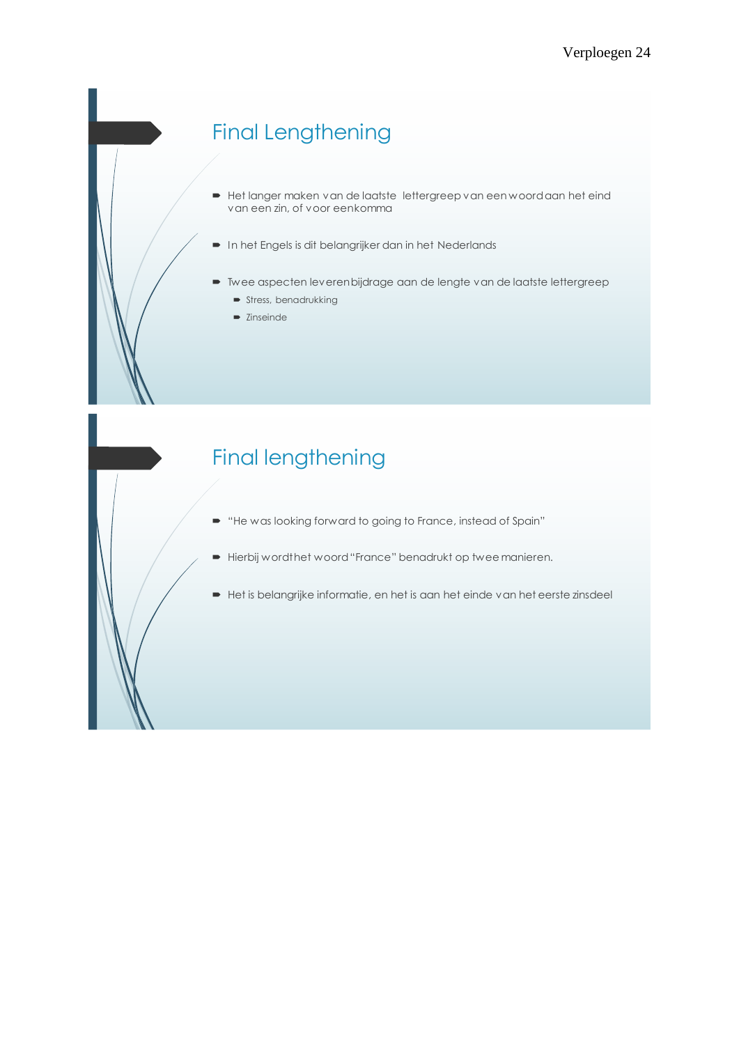## Final Lengthening

- Het langer maken van de laatste lettergreep van een woord aan het eind van een zin, of voor een komma
- In het Engels is dit belangrijker dan in het Nederlands
- Twee aspecten leveren bijdrage aan de lengte van de laatste lettergreep
  - Stress, benadrukking
  - Zinseinde

## Final lengthening

- "He was looking forward to going to France, instead of Spain"
- Hierbij wordt het woord "France" benadrukt op twee manieren.
- Het is belangrijke informatie, en het is aan het einde van het eerste zinsdeel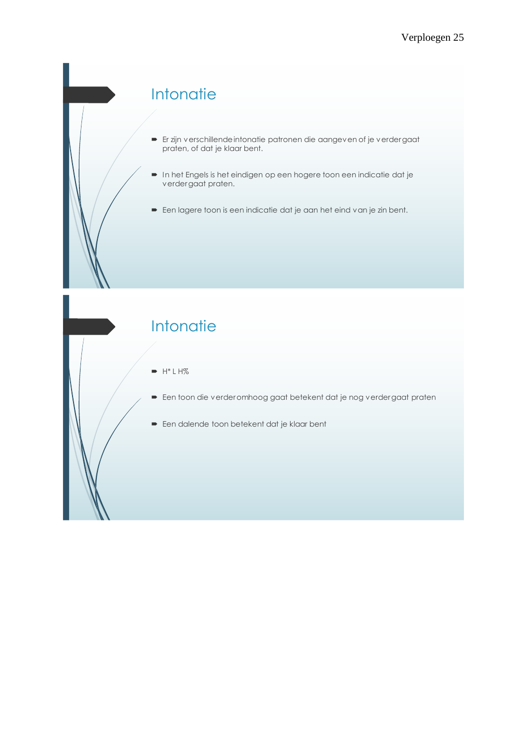## Intonatie

- Er zijn verschillende intonatie patronen die aangeven of je verder gaat praten, of dat je klaar bent.
- In het Engels is het eindigen op een hogere toon een indicatie dat je verder gaat praten.
- Een lagere toon is een indicatie dat je aan het eind van je zin bent.

## Intonatie

- H* L H%
- Een toon die verder omhoog gaat betekent dat je nog verder gaat praten
- Een dalende toon betekent dat je klaar bent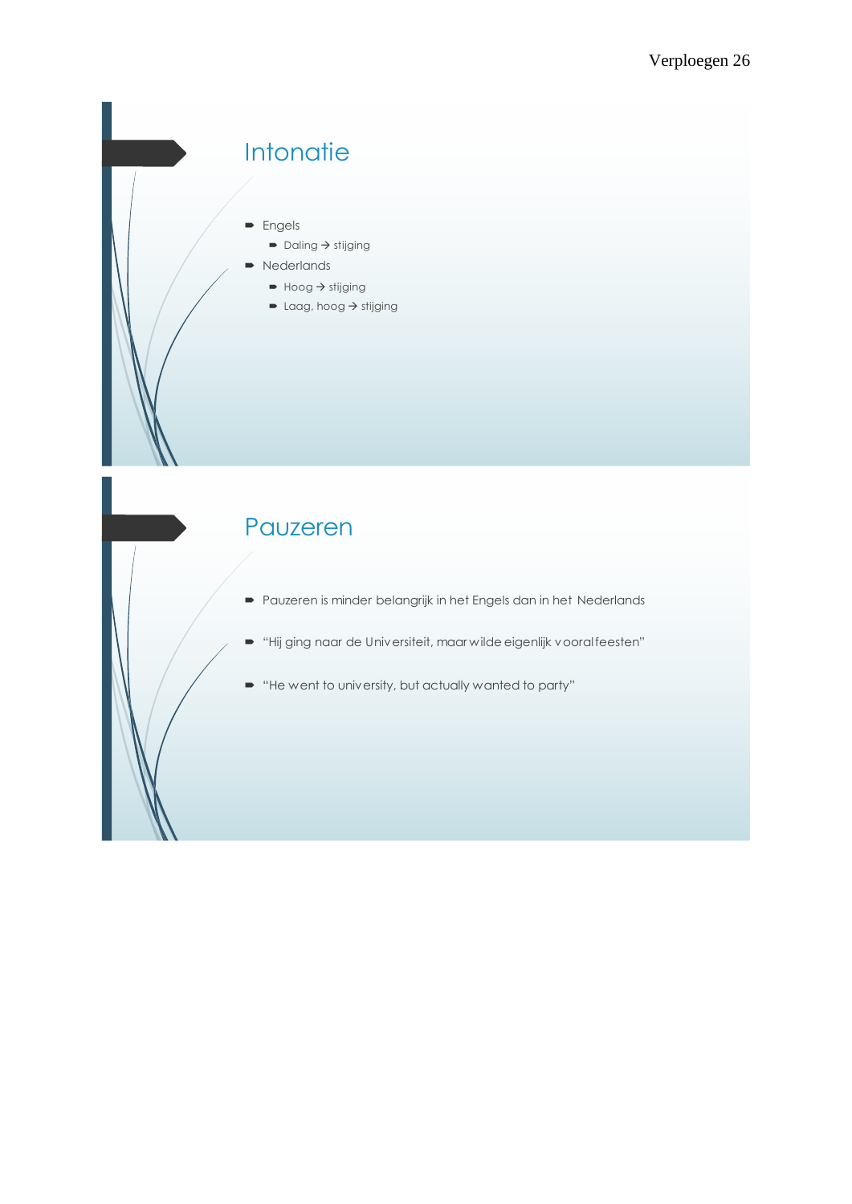## Intonatie

- Engels
  - Daling → stijging
- Nederlands
  - Hoog → stijging
  - Laag, hoog → stijging

## Pauzeren

- Pauzeren is minder belangrijk in het Engels dan in het Nederlands
- "Hij ging naar de Universiteit, maar wilde eigenlijk vooral feesten"
- "He went to university, but actually wanted to party"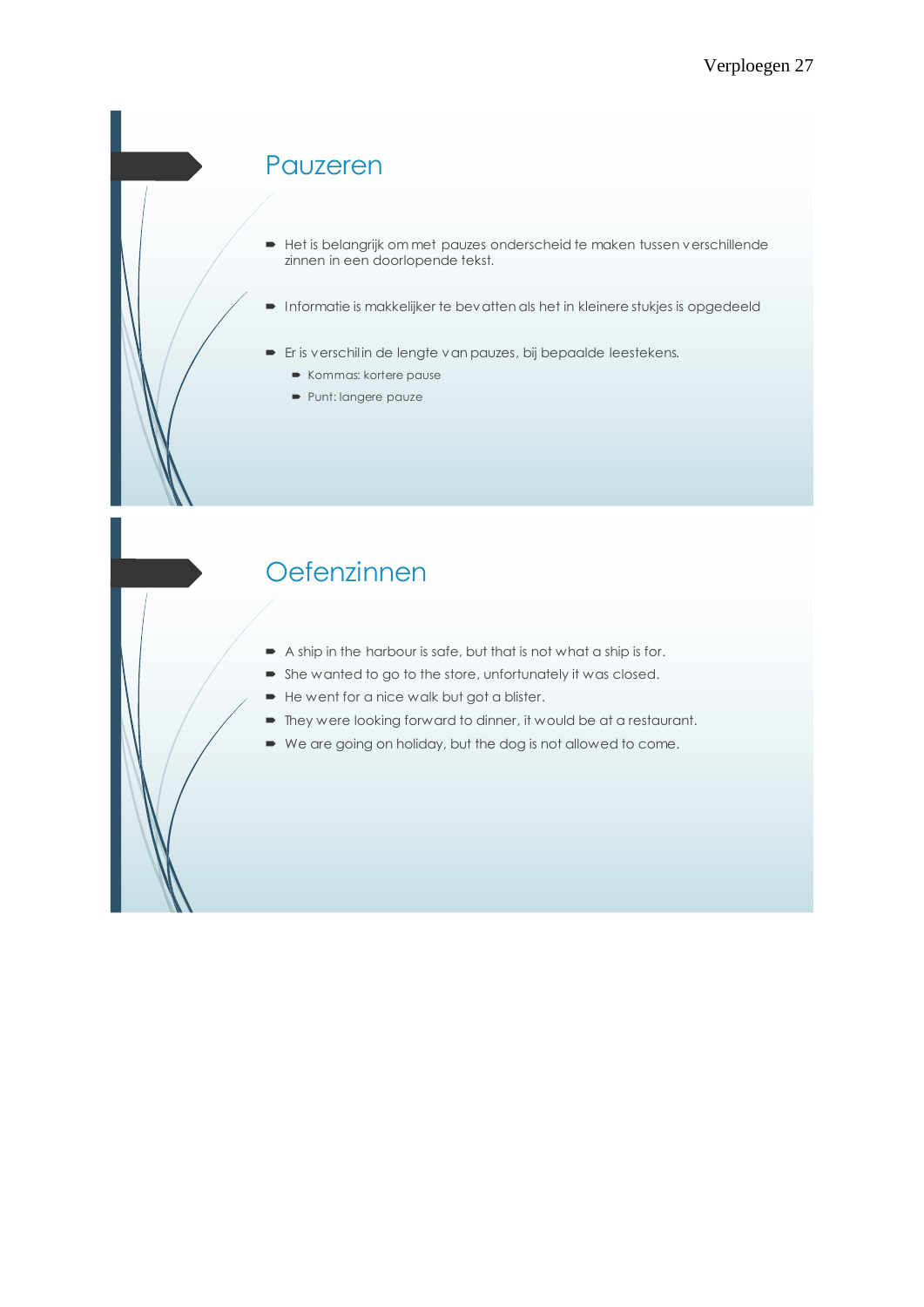## Pauzeren

- Het is belangrijk om met pauzes onderscheid te maken tussen verschillende zinnen in een doorlopende tekst.
- Informatie is makkelijker te bevatten als het in kleinere stukjes is opgedeeld
- Er is verschil in de lengte van pauzes, bij bepaalde leestekens.
  - Kommas: kortere pause
  - Punt: langere pauze

## Oefenzinnen

- A ship in the harbour is safe, but that is not what a ship is for.
- She wanted to go to the store, unfortunately it was closed.
- He went for a nice walk but got a blister.
- They were looking forward to dinner, it would be at a restaurant.
- We are going on holiday, but the dog is not allowed to come.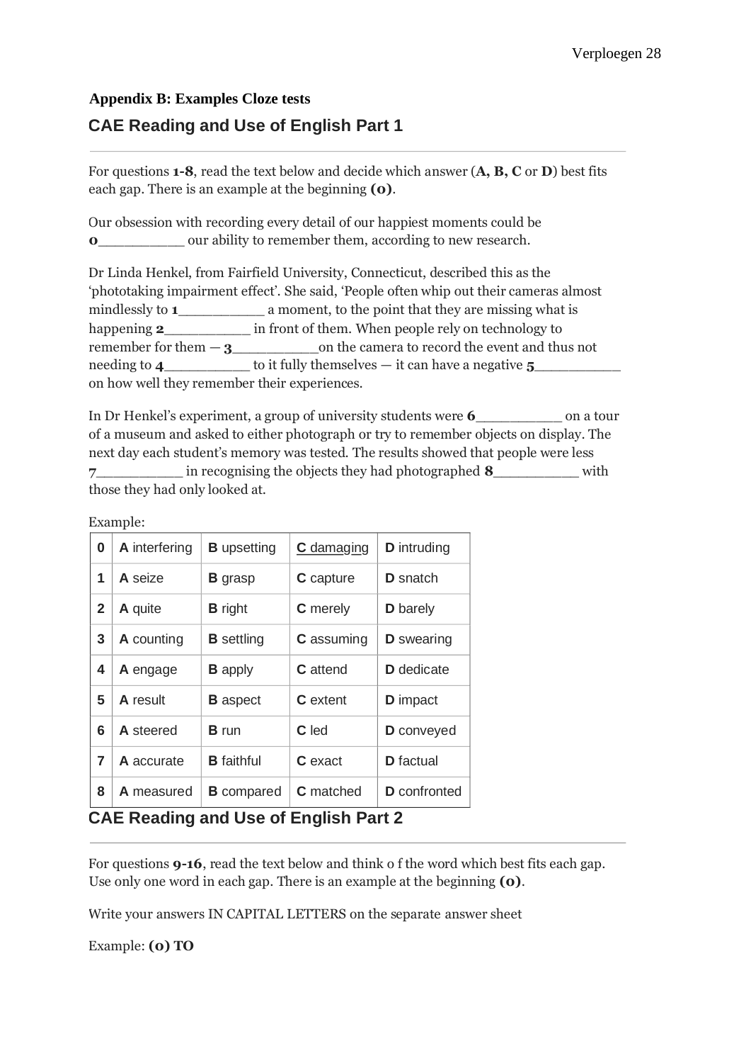## Appendix B: Examples Cloze tests

## CAE Reading and Use of English Part 1

---

For questions **1-8**, read the text below and decide which answer (**A, B, C** or **D**) best fits each gap. There is an example at the beginning **(0)**.

Our obsession with recording every detail of our happiest moments could be **0**__________ our ability to remember them, according to new research.

Dr Linda Henkel, from Fairfield University, Connecticut, described this as the 'phototaking impairment effect'. She said, 'People often whip out their cameras almost mindlessly to **1**__________ a moment, to the point that they are missing what is happening **2**__________ in front of them. When people rely on technology to remember for them — **3**__________on the camera to record the event and thus not needing to **4**__________ to it fully themselves — it can have a negative **5**__________ on how well they remember their experiences.

In Dr Henkel's experiment, a group of university students were **6**__________ on a tour of a museum and asked to either photograph or try to remember objects on display. The next day each student's memory was tested. The results showed that people were less **7**__________ in recognising the objects they had photographed **8**__________ with those they had only looked at.

Example:

| | | | | |
|---|---|---|---|---|
| **0** | **A** interfering | **B** upsetting | **C** damaging | **D** intruding |
| **1** | **A** seize | **B** grasp | **C** capture | **D** snatch |
| **2** | **A** quite | **B** right | **C** merely | **D** barely |
| **3** | **A** counting | **B** settling | **C** assuming | **D** swearing |
| **4** | **A** engage | **B** apply | **C** attend | **D** dedicate |
| **5** | **A** result | **B** aspect | **C** extent | **D** impact |
| **6** | **A** steered | **B** run | **C** led | **D** conveyed |
| **7** | **A** accurate | **B** faithful | **C** exact | **D** factual |
| **8** | **A** measured | **B** compared | **C** matched | **D** confronted |

## CAE Reading and Use of English Part 2

---

For questions **9-16**, read the text below and think o f the word which best fits each gap. Use only one word in each gap. There is an example at the beginning **(0)**.

Write your answers IN CAPITAL LETTERS on the separate answer sheet

Example: **(0) TO**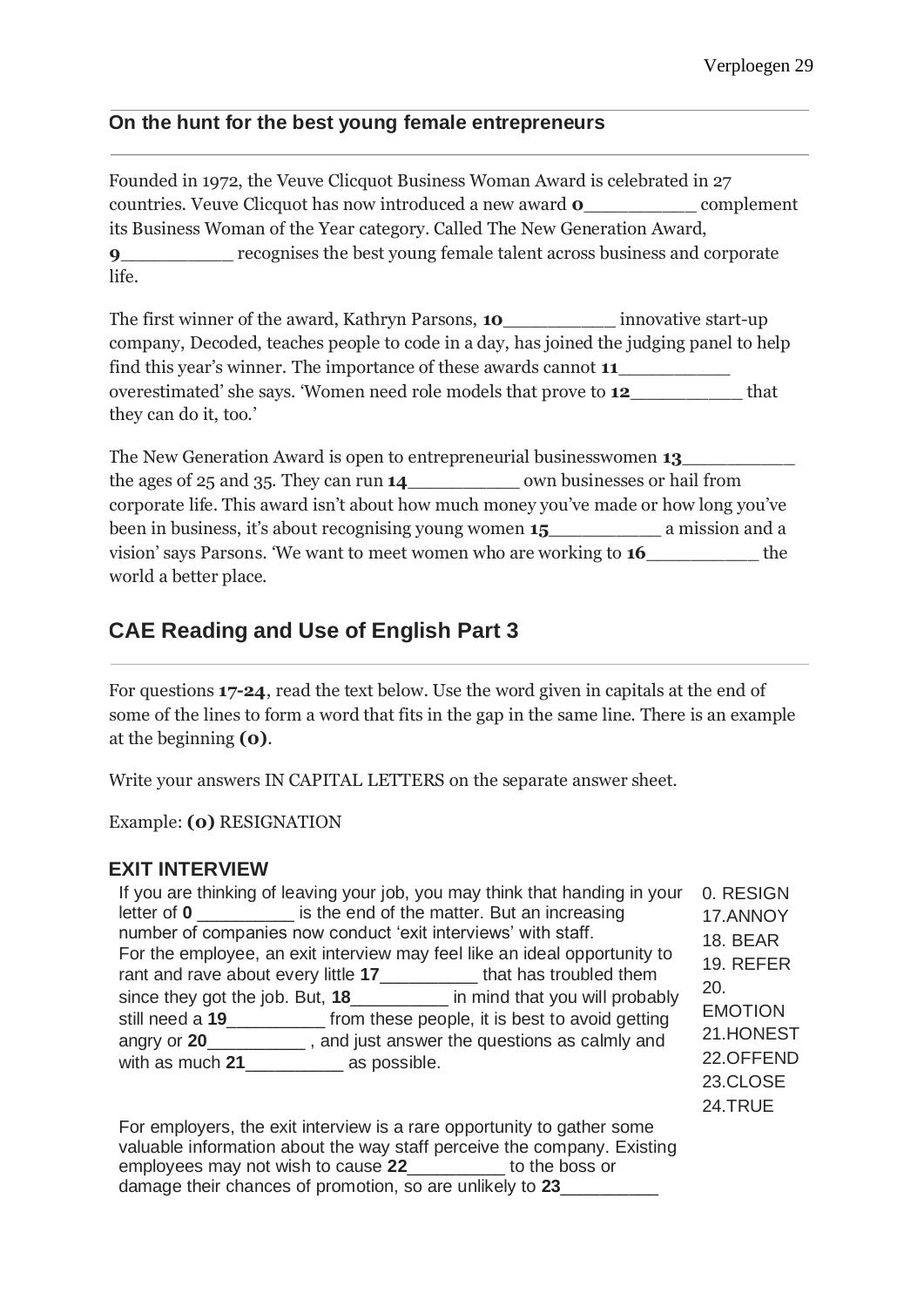## On the hunt for the best young female entrepreneurs

Founded in 1972, the Veuve Clicquot Business Woman Award is celebrated in 27 countries. Veuve Clicquot has now introduced a new award **0**__________ complement its Business Woman of the Year category. Called The New Generation Award, **9**__________ recognises the best young female talent across business and corporate life.

The first winner of the award, Kathryn Parsons, **10**__________ innovative start-up company, Decoded, teaches people to code in a day, has joined the judging panel to help find this year's winner. The importance of these awards cannot **11**__________ overestimated' she says. 'Women need role models that prove to **12**__________ that they can do it, too.'

The New Generation Award is open to entrepreneurial businesswomen **13**__________ the ages of 25 and 35. They can run **14**__________ own businesses or hail from corporate life. This award isn't about how much money you've made or how long you've been in business, it's about recognising young women **15**__________ a mission and a vision' says Parsons. 'We want to meet women who are working to **16**__________ the world a better place.

## CAE Reading and Use of English Part 3

For questions **17-24**, read the text below. Use the word given in capitals at the end of some of the lines to form a word that fits in the gap in the same line. There is an example at the beginning **(0)**.

Write your answers IN CAPITAL LETTERS on the separate answer sheet.

Example: **(0)** RESIGNATION

### EXIT INTERVIEW

If you are thinking of leaving your job, you may think that handing in your letter of **0** __________ is the end of the matter. But an increasing number of companies now conduct 'exit interviews' with staff.
For the employee, an exit interview may feel like an ideal opportunity to rant and rave about every little **17**__________ that has troubled them since they got the job. But, **18**__________ in mind that you will probably still need a **19**__________ from these people, it is best to avoid getting angry or **20**__________ , and just answer the questions as calmly and with as much **21**__________ as possible.

For employers, the exit interview is a rare opportunity to gather some valuable information about the way staff perceive the company. Existing employees may not wish to cause **22**__________ to the boss or damage their chances of promotion, so are unlikely to **23**__________

0. RESIGN
17. ANNOY
18. BEAR
19. REFER
20. EMOTION
21. HONEST
22. OFFEND
23. CLOSE
24. TRUE